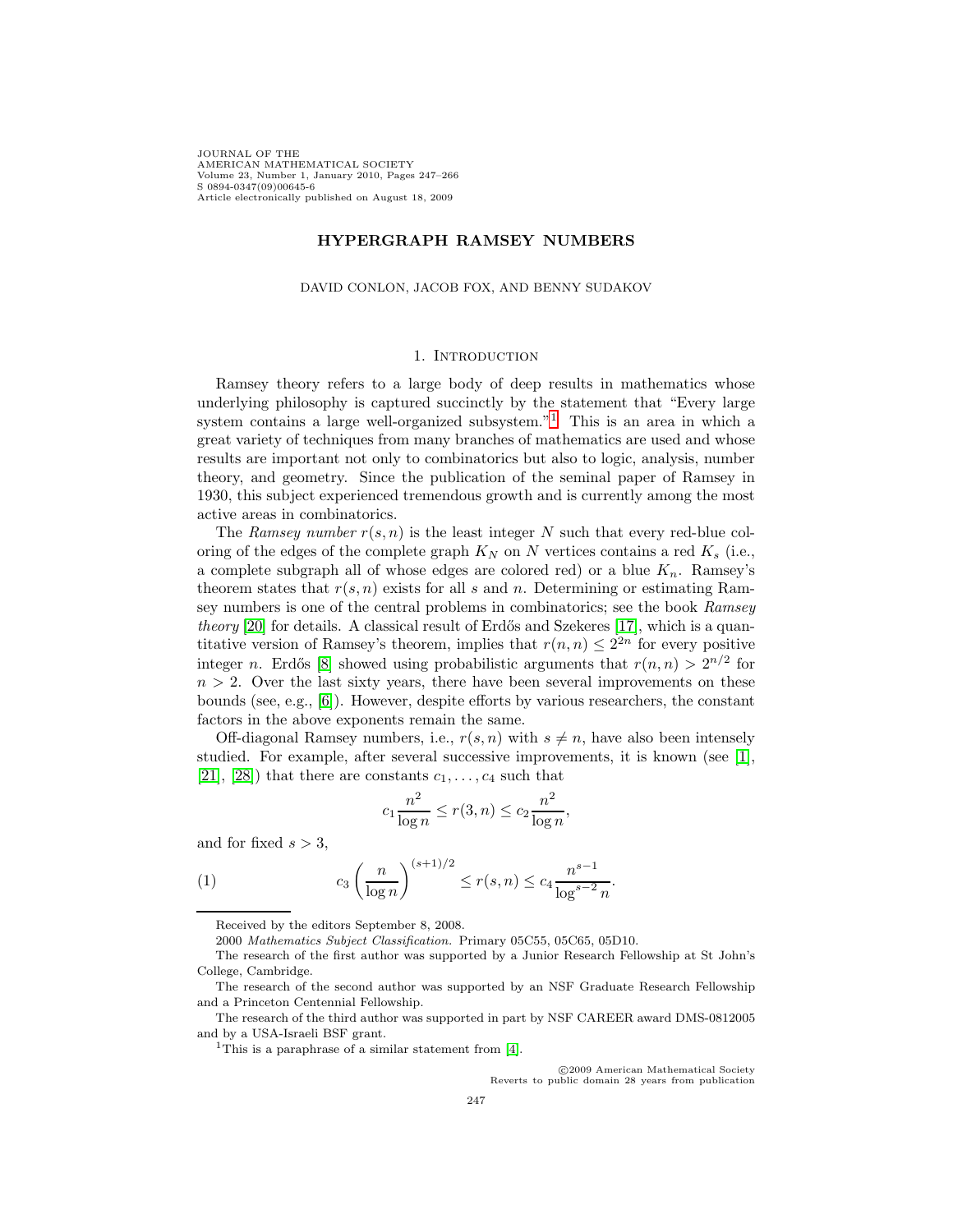# HYPERGRAPH RAMSEY NUMBERS

DAVID CONLON, JACOB FOX, AND BENNY SUDAKOV

## 1. Introduction

Ramsey theory refers to a large body of deep results in mathematics whose underlying philosophy is captured succinctly by the statement that "Every large system contains a large well-organized subsystem."[1] This is an area in which a great variety of techniques from many branches of mathematics are used and whose results are important not only to combinatorics but also to logic, analysis, number theory, and geometry. Since the publication of the seminal paper of Ramsey in 1930, this subject experienced tremendous growth and is currently among the most active areas in combinatorics.

The *Ramsey number* $r(s, n)$ is the least integer $N$ such that every red-blue coloring of the edges of the complete graph $K_N$ on $N$ vertices contains a red $K_s$ (i.e., a complete subgraph all of whose edges are colored red) or a blue $K_n$. Ramsey's theorem states that $r(s, n)$ exists for all $s$ and $n$. Determining or estimating Ramsey numbers is one of the central problems in combinatorics; see the book *Ramsey theory* [20] for details. A classical result of Erdős and Szekeres [17], which is a quantitative version of Ramsey's theorem, implies that $r(n, n) \leq 2^{2n}$ for every positive integer $n$. Erdős [8] showed using probabilistic arguments that $r(n, n) > 2^{n/2}$ for $n > 2$. Over the last sixty years, there have been several improvements on these bounds (see, e.g., [6]). However, despite efforts by various researchers, the constant factors in the above exponents remain the same.

Off-diagonal Ramsey numbers, i.e., $r(s, n)$ with $s \neq n$, have also been intensely studied. For example, after several successive improvements, it is known (see [1], [21], [28]) that there are constants $c_1, \ldots, c_4$ such that

$$c_1 \frac{n^2}{\log n} \leq r(3, n) \leq c_2 \frac{n^2}{\log n},$$

and for fixed $s > 3$,

$$c_3 \left( \frac{n}{\log n} \right)^{(s+1)/2} \leq r(s, n) \leq c_4 \frac{n^{s-1}}{\log^{s-2} n}. \tag{1}$$

Received by the editors September 8, 2008.

2000 *Mathematics Subject Classification.* Primary 05C55, 05C65, 05D10.

The research of the first author was supported by a Junior Research Fellowship at St John's College, Cambridge.

The research of the second author was supported by an NSF Graduate Research Fellowship and a Princeton Centennial Fellowship.

The research of the third author was supported in part by NSF CAREER award DMS-0812005 and by a USA-Israeli BSF grant.

[1] This is a paraphrase of a similar statement from [4].

©2009 American Mathematical Society
Reverts to public domain 28 years from publication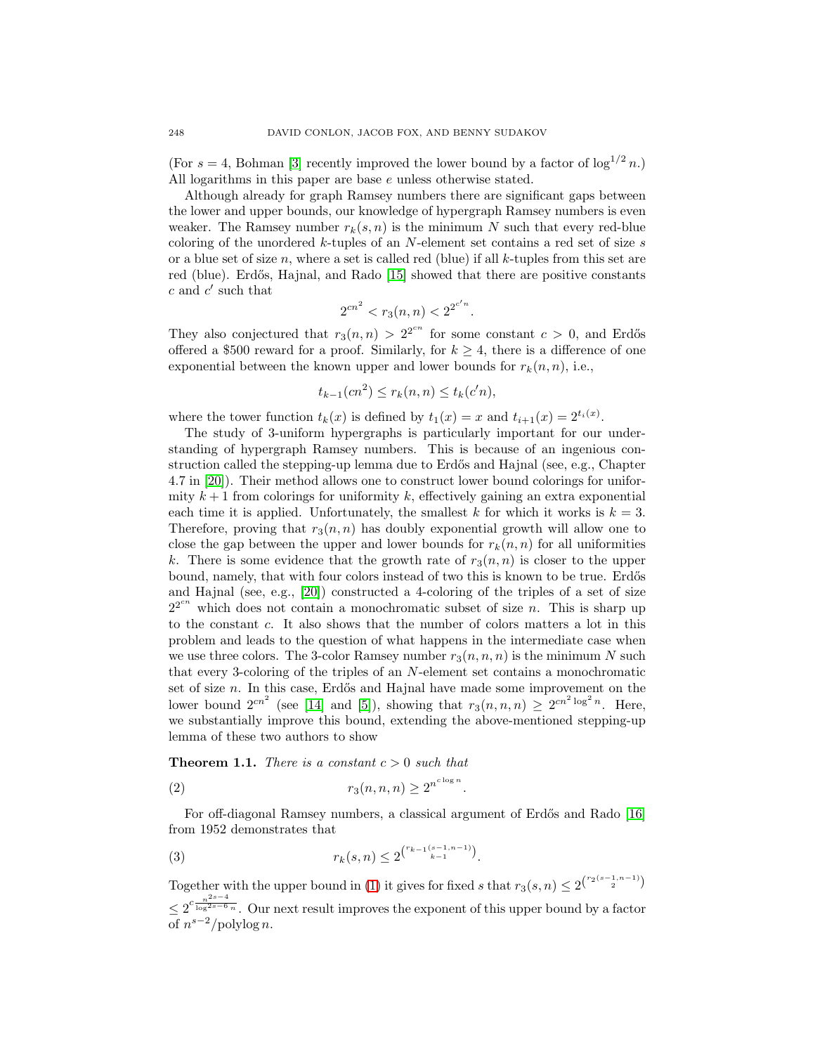(For $s = 4$, Bohman [3] recently improved the lower bound by a factor of $\log^{1/2} n$.) All logarithms in this paper are base $e$ unless otherwise stated.

Although already for graph Ramsey numbers there are significant gaps between the lower and upper bounds, our knowledge of hypergraph Ramsey numbers is even weaker. The Ramsey number $r_k(s,n)$ is the minimum $N$ such that every red-blue coloring of the unordered $k$-tuples of an $N$-element set contains a red set of size $s$ or a blue set of size $n$, where a set is called red (blue) if all $k$-tuples from this set are red (blue). Erdős, Hajnal, and Rado [15] showed that there are positive constants $c$ and $c'$ such that

$$2^{cn^2} < r_3(n,n) < 2^{2^{c'n}}.$$

They also conjectured that $r_3(n,n) > 2^{2^{cn}}$ for some constant $c > 0$, and Erdős offered a \$500 reward for a proof. Similarly, for $k \geq 4$, there is a difference of one exponential between the known upper and lower bounds for $r_k(n,n)$, i.e.,

$$t_{k-1}(cn^2) \leq r_k(n,n) \leq t_k(c'n),$$

where the tower function $t_k(x)$ is defined by $t_1(x) = x$ and $t_{i+1}(x) = 2^{t_i(x)}$.

The study of 3-uniform hypergraphs is particularly important for our understanding of hypergraph Ramsey numbers. This is because of an ingenious construction called the stepping-up lemma due to Erdős and Hajnal (see, e.g., Chapter 4.7 in [20]). Their method allows one to construct lower bound colorings for uniformity $k+1$ from colorings for uniformity $k$, effectively gaining an extra exponential each time it is applied. Unfortunately, the smallest $k$ for which it works is $k = 3$. Therefore, proving that $r_3(n,n)$ has doubly exponential growth will allow one to close the gap between the upper and lower bounds for $r_k(n,n)$ for all uniformities $k$. There is some evidence that the growth rate of $r_3(n,n)$ is closer to the upper bound, namely, that with four colors instead of two this is known to be true. Erdős and Hajnal (see, e.g., [20]) constructed a 4-coloring of the triples of a set of size $2^{2^{cn}}$ which does not contain a monochromatic subset of size $n$. This is sharp up to the constant $c$. It also shows that the number of colors matters a lot in this problem and leads to the question of what happens in the intermediate case when we use three colors. The 3-color Ramsey number $r_3(n,n,n)$ is the minimum $N$ such that every 3-coloring of the triples of an $N$-element set contains a monochromatic set of size $n$. In this case, Erdős and Hajnal have made some improvement on the lower bound $2^{cn^2}$ (see [14] and [5]), showing that $r_3(n,n,n) \geq 2^{cn^2 \log^2 n}$. Here, we substantially improve this bound, extending the above-mentioned stepping-up lemma of these two authors to show

**Theorem 1.1.** *There is a constant $c > 0$ such that*

$$r_3(n,n,n) \geq 2^{n^{c \log n}}. \tag{2}$$

For off-diagonal Ramsey numbers, a classical argument of Erdős and Rado [16] from 1952 demonstrates that

$$r_k(s,n) \leq 2^{\binom{r_{k-1}(s-1,n-1)}{k-1}}. \tag{3}$$

Together with the upper bound in (1) it gives for fixed $s$ that $r_3(s,n) \leq 2^{\binom{r_2(s-1,n-1)}{2}} \leq 2^{c\frac{n^{2s-4}}{\log^{2s-6} n}}$. Our next result improves the exponent of this upper bound by a factor of $n^{s-2}/\text{polylog}\, n$.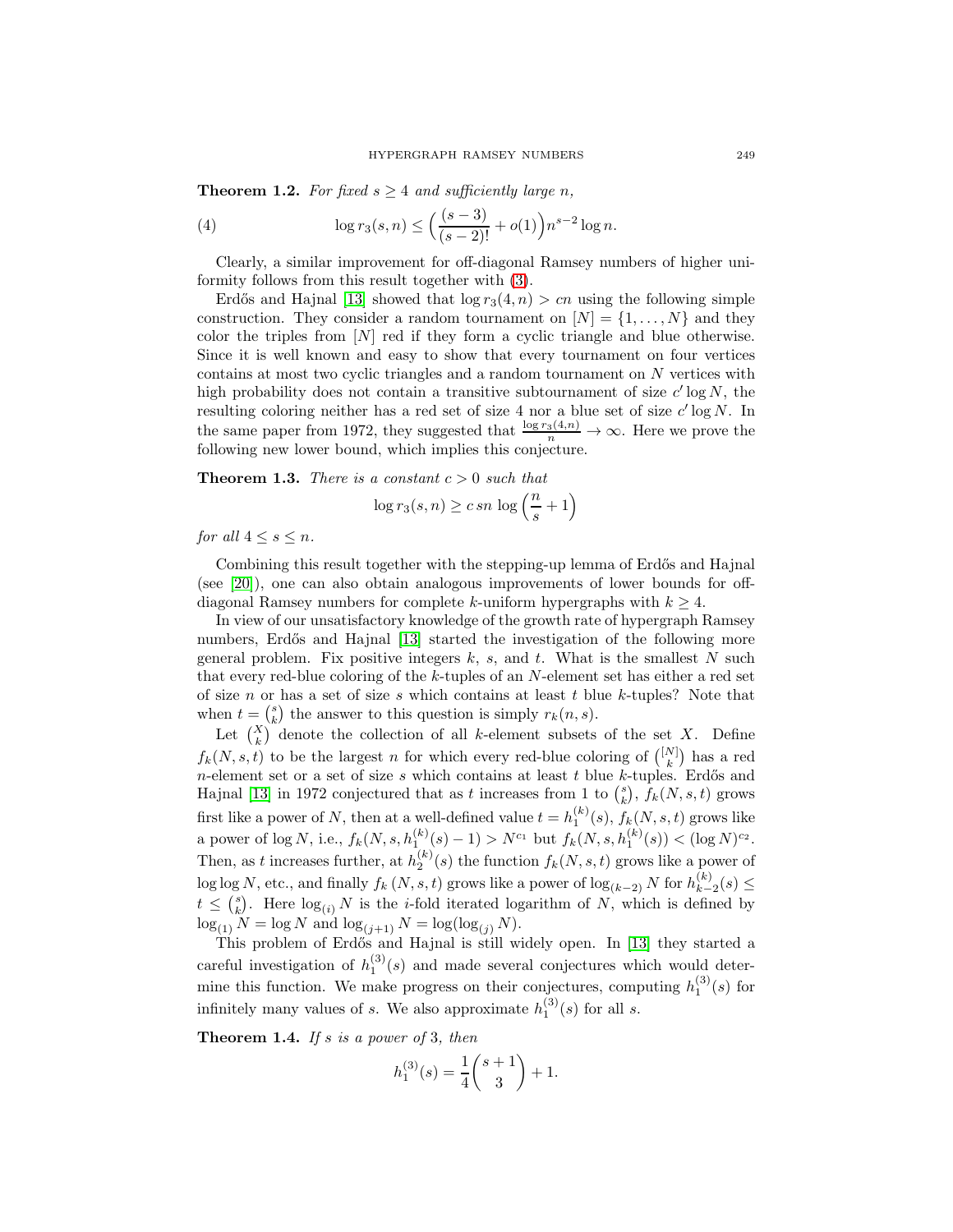**Theorem 1.2.** *For fixed $s \geq 4$ and sufficiently large $n$,*

$$\log r_3(s,n) \leq \Big(\frac{(s-3)}{(s-2)!} + o(1)\Big) n^{s-2} \log n. \tag{4}$$

Clearly, a similar improvement for off-diagonal Ramsey numbers of higher uniformity follows from this result together with (3).

Erdős and Hajnal [13] showed that $\log r_3(4,n) > cn$ using the following simple construction. They consider a random tournament on $[N] = \{1, \ldots, N\}$ and they color the triples from $[N]$ red if they form a cyclic triangle and blue otherwise. Since it is well known and easy to show that every tournament on four vertices contains at most two cyclic triangles and a random tournament on $N$ vertices with high probability does not contain a transitive subtournament of size $c' \log N$, the resulting coloring neither has a red set of size 4 nor a blue set of size $c' \log N$. In the same paper from 1972, they suggested that $\frac{\log r_3(4,n)}{n} \to \infty$. Here we prove the following new lower bound, which implies this conjecture.

**Theorem 1.3.** *There is a constant $c > 0$ such that*

$$\log r_3(s,n) \geq c\, sn \log\left(\frac{n}{s} + 1\right)$$

*for all $4 \leq s \leq n$.*

Combining this result together with the stepping-up lemma of Erdős and Hajnal (see [20]), one can also obtain analogous improvements of lower bounds for off-diagonal Ramsey numbers for complete $k$-uniform hypergraphs with $k \geq 4$.

In view of our unsatisfactory knowledge of the growth rate of hypergraph Ramsey numbers, Erdős and Hajnal [13] started the investigation of the following more general problem. Fix positive integers $k$, $s$, and $t$. What is the smallest $N$ such that every red-blue coloring of the $k$-tuples of an $N$-element set has either a red set of size $n$ or has a set of size $s$ which contains at least $t$ blue $k$-tuples? Note that when $t = \binom{s}{k}$ the answer to this question is simply $r_k(n,s)$.

Let $\binom{X}{k}$ denote the collection of all $k$-element subsets of the set $X$. Define $f_k(N,s,t)$ to be the largest $n$ for which every red-blue coloring of $\binom{[N]}{k}$ has a red $n$-element set or a set of size $s$ which contains at least $t$ blue $k$-tuples. Erdős and Hajnal [13] in 1972 conjectured that as $t$ increases from 1 to $\binom{s}{k}$, $f_k(N,s,t)$ grows first like a power of $N$, then at a well-defined value $t = h_1^{(k)}(s)$, $f_k(N,s,t)$ grows like a power of $\log N$, i.e., $f_k(N,s,h_1^{(k)}(s)-1) > N^{c_1}$ but $f_k(N,s,h_1^{(k)}(s)) < (\log N)^{c_2}$. Then, as $t$ increases further, at $h_2^{(k)}(s)$ the function $f_k(N,s,t)$ grows like a power of $\log\log N$, etc., and finally $f_k(N,s,t)$ grows like a power of $\log_{(k-2)} N$ for $h_{k-2}^{(k)}(s) \leq t \leq \binom{s}{k}$. Here $\log_{(i)} N$ is the $i$-fold iterated logarithm of $N$, which is defined by $\log_{(1)} N = \log N$ and $\log_{(j+1)} N = \log(\log_{(j)} N)$.

This problem of Erdős and Hajnal is still widely open. In [13] they started a careful investigation of $h_1^{(3)}(s)$ and made several conjectures which would determine this function. We make progress on their conjectures, computing $h_1^{(3)}(s)$ for infinitely many values of $s$. We also approximate $h_1^{(3)}(s)$ for all $s$.

**Theorem 1.4.** *If $s$ is a power of 3, then*

$$h_1^{(3)}(s) = \frac{1}{4}\binom{s+1}{3} + 1.$$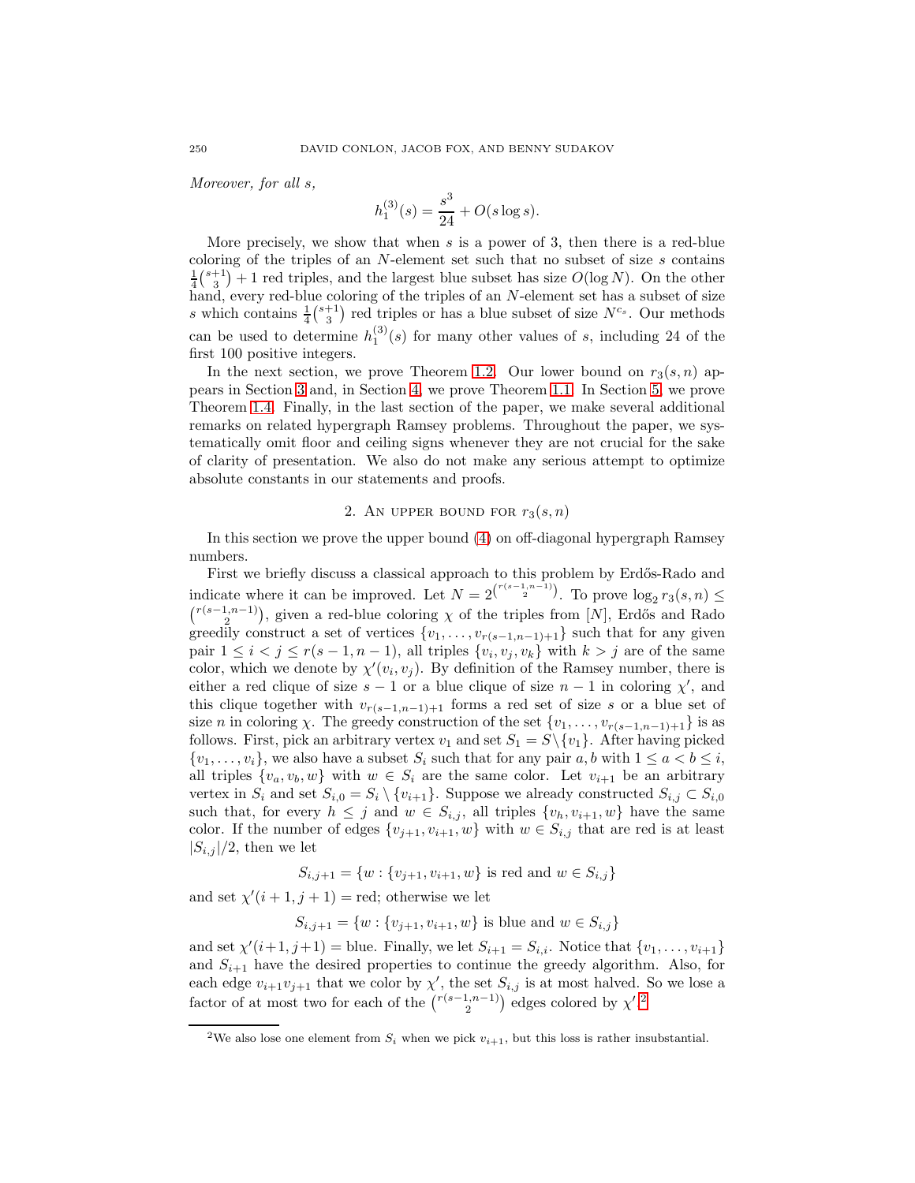*Moreover, for all* $s$,

$$h_1^{(3)}(s) = \frac{s^3}{24} + O(s \log s).$$

More precisely, we show that when $s$ is a power of 3, then there is a red-blue coloring of the triples of an $N$-element set such that no subset of size $s$ contains $\frac{1}{4}\binom{s+1}{3}+1$ red triples, and the largest blue subset has size $O(\log N)$. On the other hand, every red-blue coloring of the triples of an $N$-element set has a subset of size $s$ which contains $\frac{1}{4}\binom{s+1}{3}$ red triples or has a blue subset of size $N^{c_s}$. Our methods can be used to determine $h_1^{(3)}(s)$ for many other values of $s$, including 24 of the first 100 positive integers.

In the next section, we prove Theorem 1.2. Our lower bound on $r_3(s, n)$ appears in Section 3 and, in Section 4, we prove Theorem 1.1. In Section 5, we prove Theorem 1.4. Finally, in the last section of the paper, we make several additional remarks on related hypergraph Ramsey problems. Throughout the paper, we systematically omit floor and ceiling signs whenever they are not crucial for the sake of clarity of presentation. We also do not make any serious attempt to optimize absolute constants in our statements and proofs.

## 2. An upper bound for $r_3(s, n)$

In this section we prove the upper bound (4) on off-diagonal hypergraph Ramsey numbers.

First we briefly discuss a classical approach to this problem by Erdős-Rado and indicate where it can be improved. Let $N = 2^{\binom{r(s-1,n-1)}{2}}$. To prove $\log_2 r_3(s, n) \le \binom{r(s-1,n-1)}{2}$, given a red-blue coloring $\chi$ of the triples from $[N]$, Erdős and Rado greedily construct a set of vertices $\{v_1, \ldots, v_{r(s-1,n-1)+1}\}$ such that for any given pair $1 \le i < j \le r(s-1, n-1)$, all triples $\{v_i, v_j, v_k\}$ with $k > j$ are of the same color, which we denote by $\chi'(v_i, v_j)$. By definition of the Ramsey number, there is either a red clique of size $s-1$ or a blue clique of size $n-1$ in coloring $\chi'$, and this clique together with $v_{r(s-1,n-1)+1}$ forms a red set of size $s$ or a blue set of size $n$ in coloring $\chi$. The greedy construction of the set $\{v_1, \ldots, v_{r(s-1,n-1)+1}\}$ is as follows. First, pick an arbitrary vertex $v_1$ and set $S_1 = S \backslash \{v_1\}$. After having picked $\{v_1, \ldots, v_i\}$, we also have a subset $S_i$ such that for any pair $a, b$ with $1 \le a < b \le i$, all triples $\{v_a, v_b, w\}$ with $w \in S_i$ are the same color. Let $v_{i+1}$ be an arbitrary vertex in $S_i$ and set $S_{i,0} = S_i \setminus \{v_{i+1}\}$. Suppose we already constructed $S_{i,j} \subset S_{i,0}$ such that, for every $h \le j$ and $w \in S_{i,j}$, all triples $\{v_h, v_{i+1}, w\}$ have the same color. If the number of edges $\{v_{j+1}, v_{i+1}, w\}$ with $w \in S_{i,j}$ that are red is at least $|S_{i,j}|/2$, then we let

$$S_{i,j+1} = \{w : \{v_{j+1}, v_{i+1}, w\} \text{ is red and } w \in S_{i,j}\}$$

and set $\chi'(i+1, j+1) = \text{red}$; otherwise we let

$$S_{i,j+1} = \{w : \{v_{j+1}, v_{i+1}, w\} \text{ is blue and } w \in S_{i,j}\}$$

and set $\chi'(i+1, j+1) = \text{blue}$. Finally, we let $S_{i+1} = S_{i,i}$. Notice that $\{v_1, \ldots, v_{i+1}\}$ and $S_{i+1}$ have the desired properties to continue the greedy algorithm. Also, for each edge $v_{i+1}v_{j+1}$ that we color by $\chi'$, the set $S_{i,j}$ is at most halved. So we lose a factor of at most two for each of the $\binom{r(s-1,n-1)}{2}$ edges colored by $\chi'$.[2]

[2] We also lose one element from $S_i$ when we pick $v_{i+1}$, but this loss is rather insubstantial.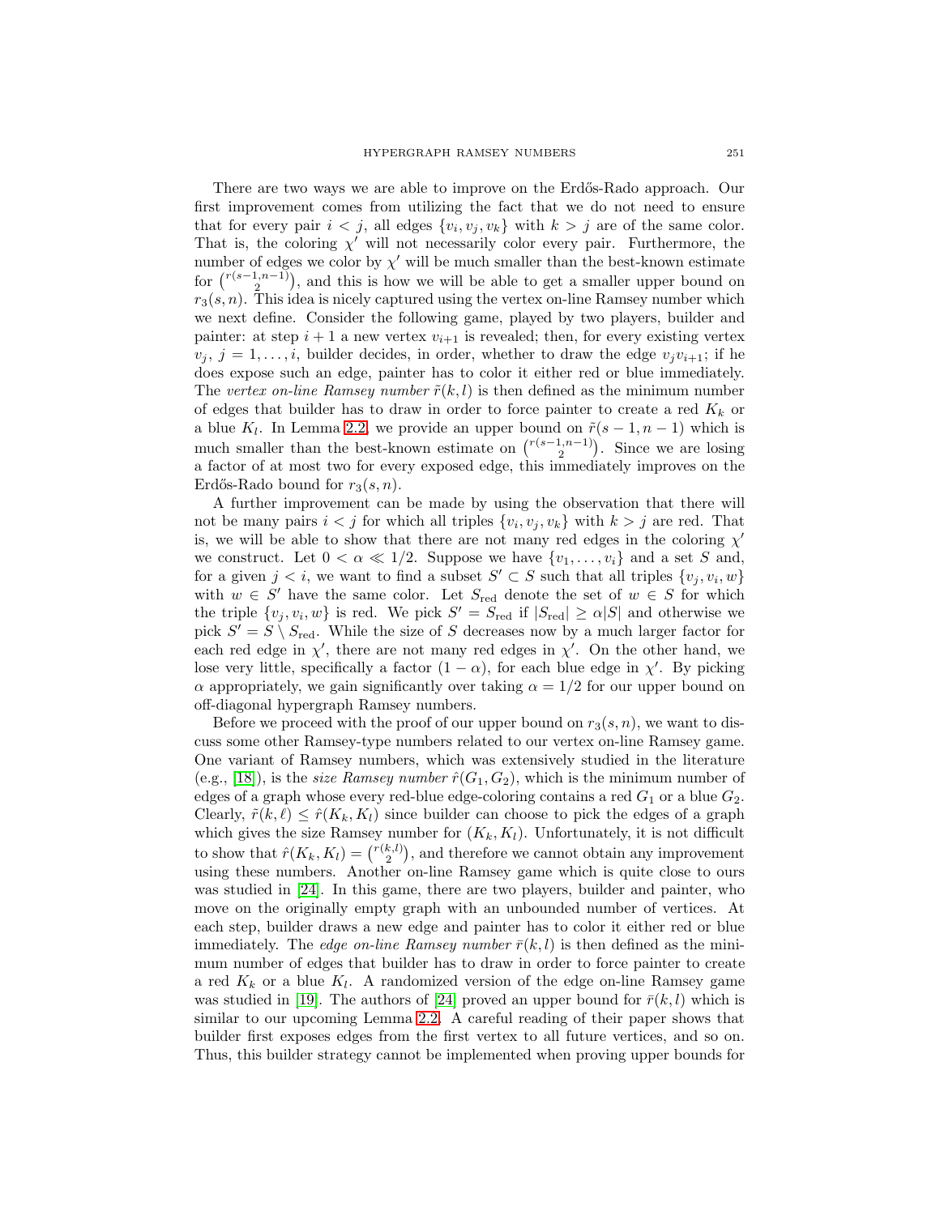There are two ways we are able to improve on the Erdős-Rado approach. Our first improvement comes from utilizing the fact that we do not need to ensure that for every pair $i < j$, all edges $\{v_i, v_j, v_k\}$ with $k > j$ are of the same color. That is, the coloring $\chi'$ will not necessarily color every pair. Furthermore, the number of edges we color by $\chi'$ will be much smaller than the best-known estimate for $\binom{r(s-1,n-1)}{2}$, and this is how we will be able to get a smaller upper bound on $r_3(s, n)$. This idea is nicely captured using the vertex on-line Ramsey number which we next define. Consider the following game, played by two players, builder and painter: at step $i + 1$ a new vertex $v_{i+1}$ is revealed; then, for every existing vertex $v_j$, $j = 1, \ldots, i$, builder decides, in order, whether to draw the edge $v_j v_{i+1}$; if he does expose such an edge, painter has to color it either red or blue immediately. The *vertex on-line Ramsey number* $\tilde{r}(k, l)$ is then defined as the minimum number of edges that builder has to draw in order to force painter to create a red $K_k$ or a blue $K_l$. In Lemma 2.2, we provide an upper bound on $\tilde{r}(s - 1, n - 1)$ which is much smaller than the best-known estimate on $\binom{r(s-1,n-1)}{2}$. Since we are losing a factor of at most two for every exposed edge, this immediately improves on the Erdős-Rado bound for $r_3(s, n)$.

A further improvement can be made by using the observation that there will not be many pairs $i < j$ for which all triples $\{v_i, v_j, v_k\}$ with $k > j$ are red. That is, we will be able to show that there are not many red edges in the coloring $\chi'$ we construct. Let $0 < \alpha \ll 1/2$. Suppose we have $\{v_1, \ldots, v_i\}$ and a set $S$ and, for a given $j < i$, we want to find a subset $S' \subset S$ such that all triples $\{v_j, v_i, w\}$ with $w \in S'$ have the same color. Let $S_{\text{red}}$ denote the set of $w \in S$ for which the triple $\{v_j, v_i, w\}$ is red. We pick $S' = S_{\text{red}}$ if $|S_{\text{red}}| \geq \alpha|S|$ and otherwise we pick $S' = S \setminus S_{\text{red}}$. While the size of $S$ decreases now by a much larger factor for each red edge in $\chi'$, there are not many red edges in $\chi'$. On the other hand, we lose very little, specifically a factor $(1 - \alpha)$, for each blue edge in $\chi'$. By picking $\alpha$ appropriately, we gain significantly over taking $\alpha = 1/2$ for our upper bound on off-diagonal hypergraph Ramsey numbers.

Before we proceed with the proof of our upper bound on $r_3(s, n)$, we want to discuss some other Ramsey-type numbers related to our vertex on-line Ramsey game. One variant of Ramsey numbers, which was extensively studied in the literature (e.g., [18]), is the *size Ramsey number* $\hat{r}(G_1, G_2)$, which is the minimum number of edges of a graph whose every red-blue edge-coloring contains a red $G_1$ or a blue $G_2$. Clearly, $\tilde{r}(k, \ell) \leq \hat{r}(K_k, K_l)$ since builder can choose to pick the edges of a graph which gives the size Ramsey number for $(K_k, K_l)$. Unfortunately, it is not difficult to show that $\hat{r}(K_k, K_l) = \binom{r(k,l)}{2}$, and therefore we cannot obtain any improvement using these numbers. Another on-line Ramsey game which is quite close to ours was studied in [24]. In this game, there are two players, builder and painter, who move on the originally empty graph with an unbounded number of vertices. At each step, builder draws a new edge and painter has to color it either red or blue immediately. The *edge on-line Ramsey number* $\bar{r}(k, l)$ is then defined as the minimum number of edges that builder has to draw in order to force painter to create a red $K_k$ or a blue $K_l$. A randomized version of the edge on-line Ramsey game was studied in [19]. The authors of [24] proved an upper bound for $\bar{r}(k, l)$ which is similar to our upcoming Lemma 2.2. A careful reading of their paper shows that builder first exposes edges from the first vertex to all future vertices, and so on. Thus, this builder strategy cannot be implemented when proving upper bounds for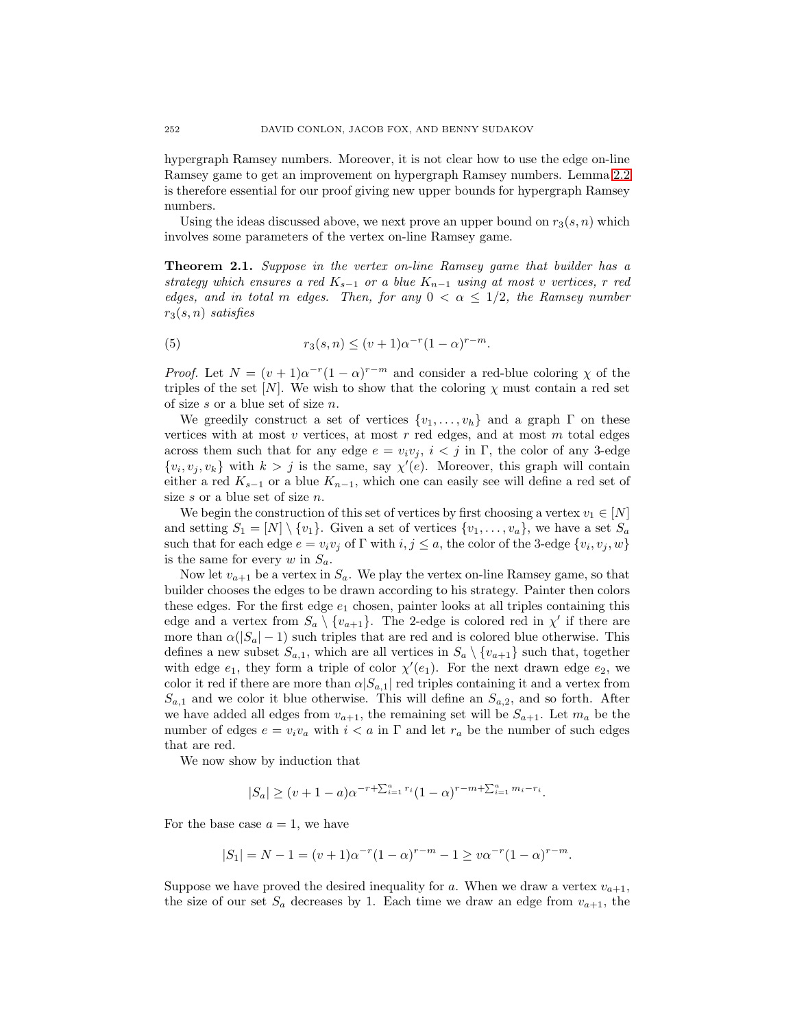hypergraph Ramsey numbers. Moreover, it is not clear how to use the edge on-line Ramsey game to get an improvement on hypergraph Ramsey numbers. Lemma 2.2 is therefore essential for our proof giving new upper bounds for hypergraph Ramsey numbers.

Using the ideas discussed above, we next prove an upper bound on $r_3(s,n)$ which involves some parameters of the vertex on-line Ramsey game.

**Theorem 2.1.** *Suppose in the vertex on-line Ramsey game that builder has a strategy which ensures a red $K_{s-1}$ or a blue $K_{n-1}$ using at most $v$ vertices, $r$ red edges, and in total $m$ edges. Then, for any $0 < \alpha \leq 1/2$, the Ramsey number $r_3(s,n)$ satisfies*

$$r_3(s,n) \leq (v+1)\alpha^{-r}(1-\alpha)^{r-m}. \tag{5}$$

*Proof.* Let $N = (v+1)\alpha^{-r}(1-\alpha)^{r-m}$ and consider a red-blue coloring $\chi$ of the triples of the set $[N]$. We wish to show that the coloring $\chi$ must contain a red set of size $s$ or a blue set of size $n$.

We greedily construct a set of vertices $\{v_1, \ldots, v_h\}$ and a graph $\Gamma$ on these vertices with at most $v$ vertices, at most $r$ red edges, and at most $m$ total edges across them such that for any edge $e = v_i v_j$, $i < j$ in $\Gamma$, the color of any 3-edge $\{v_i, v_j, v_k\}$ with $k > j$ is the same, say $\chi'(e)$. Moreover, this graph will contain either a red $K_{s-1}$ or a blue $K_{n-1}$, which one can easily see will define a red set of size $s$ or a blue set of size $n$.

We begin the construction of this set of vertices by first choosing a vertex $v_1 \in [N]$ and setting $S_1 = [N] \setminus \{v_1\}$. Given a set of vertices $\{v_1, \ldots, v_a\}$, we have a set $S_a$ such that for each edge $e = v_i v_j$ of $\Gamma$ with $i, j \leq a$, the color of the 3-edge $\{v_i, v_j, w\}$ is the same for every $w$ in $S_a$.

Now let $v_{a+1}$ be a vertex in $S_a$. We play the vertex on-line Ramsey game, so that builder chooses the edges to be drawn according to his strategy. Painter then colors these edges. For the first edge $e_1$ chosen, painter looks at all triples containing this edge and a vertex from $S_a \setminus \{v_{a+1}\}$. The 2-edge is colored red in $\chi'$ if there are more than $\alpha(|S_a| - 1)$ such triples that are red and is colored blue otherwise. This defines a new subset $S_{a,1}$, which are all vertices in $S_a \setminus \{v_{a+1}\}$ such that, together with edge $e_1$, they form a triple of color $\chi'(e_1)$. For the next drawn edge $e_2$, we color it red if there are more than $\alpha|S_{a,1}|$ red triples containing it and a vertex from $S_{a,1}$ and we color it blue otherwise. This will define an $S_{a,2}$, and so forth. After we have added all edges from $v_{a+1}$, the remaining set will be $S_{a+1}$. Let $m_a$ be the number of edges $e = v_i v_a$ with $i < a$ in $\Gamma$ and let $r_a$ be the number of such edges that are red.

We now show by induction that

$$|S_a| \geq (v+1-a)\alpha^{-r+\sum_{i=1}^{a} r_i}(1-\alpha)^{r-m+\sum_{i=1}^{a} m_i - r_i}.$$

For the base case $a = 1$, we have

$$|S_1| = N - 1 = (v+1)\alpha^{-r}(1-\alpha)^{r-m} - 1 \geq v\alpha^{-r}(1-\alpha)^{r-m}.$$

Suppose we have proved the desired inequality for $a$. When we draw a vertex $v_{a+1}$, the size of our set $S_a$ decreases by 1. Each time we draw an edge from $v_{a+1}$, the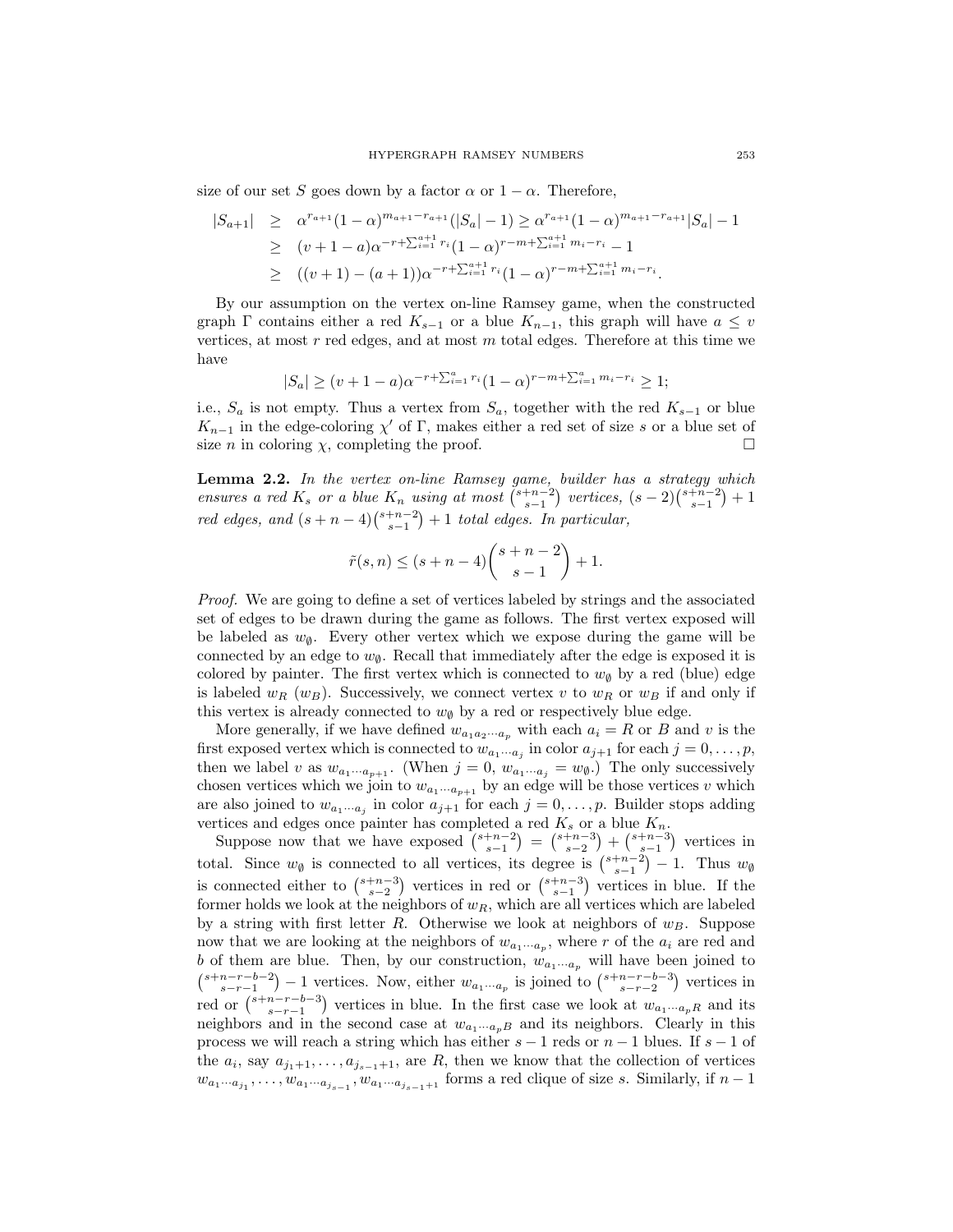size of our set $S$ goes down by a factor $\alpha$ or $1-\alpha$. Therefore,

$$
\begin{aligned}
|S_{a+1}| &\geq \alpha^{r_{a+1}}(1-\alpha)^{m_{a+1}-r_{a+1}}(|S_a|-1) \geq \alpha^{r_{a+1}}(1-\alpha)^{m_{a+1}-r_{a+1}}|S_a|-1 \\
&\geq (v+1-a)\alpha^{-r+\sum_{i=1}^{a+1} r_i}(1-\alpha)^{r-m+\sum_{i=1}^{a+1} m_i - r_i} - 1 \\
&\geq ((v+1)-(a+1))\alpha^{-r+\sum_{i=1}^{a+1} r_i}(1-\alpha)^{r-m+\sum_{i=1}^{a+1} m_i - r_i}.
\end{aligned}
$$

By our assumption on the vertex on-line Ramsey game, when the constructed graph $\Gamma$ contains either a red $K_{s-1}$ or a blue $K_{n-1}$, this graph will have $a \leq v$ vertices, at most $r$ red edges, and at most $m$ total edges. Therefore at this time we have

$$
|S_a| \geq (v+1-a)\alpha^{-r+\sum_{i=1}^{a} r_i}(1-\alpha)^{r-m+\sum_{i=1}^{a} m_i - r_i} \geq 1;
$$

i.e., $S_a$ is not empty. Thus a vertex from $S_a$, together with the red $K_{s-1}$ or blue $K_{n-1}$ in the edge-coloring $\chi'$ of $\Gamma$, makes either a red set of size $s$ or a blue set of size $n$ in coloring $\chi$, completing the proof. □

**Lemma 2.2.** *In the vertex on-line Ramsey game, builder has a strategy which ensures a red $K_s$ or a blue $K_n$ using at most $\binom{s+n-2}{s-1}$ vertices, $(s-2)\binom{s+n-2}{s-1}+1$ red edges, and $(s+n-4)\binom{s+n-2}{s-1}+1$ total edges. In particular,*

$$
\tilde{r}(s,n) \leq (s+n-4)\binom{s+n-2}{s-1}+1.
$$

*Proof.* We are going to define a set of vertices labeled by strings and the associated set of edges to be drawn during the game as follows. The first vertex exposed will be labeled as $w_\emptyset$. Every other vertex which we expose during the game will be connected by an edge to $w_\emptyset$. Recall that immediately after the edge is exposed it is colored by painter. The first vertex which is connected to $w_\emptyset$ by a red (blue) edge is labeled $w_R$ ($w_B$). Successively, we connect vertex $v$ to $w_R$ or $w_B$ if and only if this vertex is already connected to $w_\emptyset$ by a red or respectively blue edge.

More generally, if we have defined $w_{a_1a_2\cdots a_p}$ with each $a_i = R$ or $B$ and $v$ is the first exposed vertex which is connected to $w_{a_1\cdots a_j}$ in color $a_{j+1}$ for each $j=0,\ldots,p$, then we label $v$ as $w_{a_1\cdots a_{p+1}}$. (When $j=0$, $w_{a_1\cdots a_j} = w_\emptyset$.) The only successively chosen vertices which we join to $w_{a_1\cdots a_{p+1}}$ by an edge will be those vertices $v$ which are also joined to $w_{a_1\cdots a_j}$ in color $a_{j+1}$ for each $j=0,\ldots,p$. Builder stops adding vertices and edges once painter has completed a red $K_s$ or a blue $K_n$.

Suppose now that we have exposed $\binom{s+n-2}{s-1} = \binom{s+n-3}{s-2} + \binom{s+n-3}{s-1}$ vertices in total. Since $w_\emptyset$ is connected to all vertices, its degree is $\binom{s+n-2}{s-1}-1$. Thus $w_\emptyset$ is connected either to $\binom{s+n-3}{s-2}$ vertices in red or $\binom{s+n-3}{s-1}$ vertices in blue. If the former holds we look at the neighbors of $w_R$, which are all vertices which are labeled by a string with first letter $R$. Otherwise we look at neighbors of $w_B$. Suppose now that we are looking at the neighbors of $w_{a_1\cdots a_p}$, where $r$ of the $a_i$ are red and $b$ of them are blue. Then, by our construction, $w_{a_1\cdots a_p}$ will have been joined to $\binom{s+n-r-b-2}{s-r-1}-1$ vertices. Now, either $w_{a_1\cdots a_p}$ is joined to $\binom{s+n-r-b-3}{s-r-2}$ vertices in red or $\binom{s+n-r-b-3}{s-r-1}$ vertices in blue. In the first case we look at $w_{a_1\cdots a_pR}$ and its neighbors and in the second case at $w_{a_1\cdots a_pB}$ and its neighbors. Clearly in this process we will reach a string which has either $s-1$ reds or $n-1$ blues. If $s-1$ of the $a_i$, say $a_{j_1+1},\ldots,a_{j_{s-1}+1}$, are $R$, then we know that the collection of vertices $w_{a_1\cdots a_{j_1}},\ldots,w_{a_1\cdots a_{j_{s-1}}},w_{a_1\cdots a_{j_{s-1}+1}}$ forms a red clique of size $s$. Similarly, if $n-1$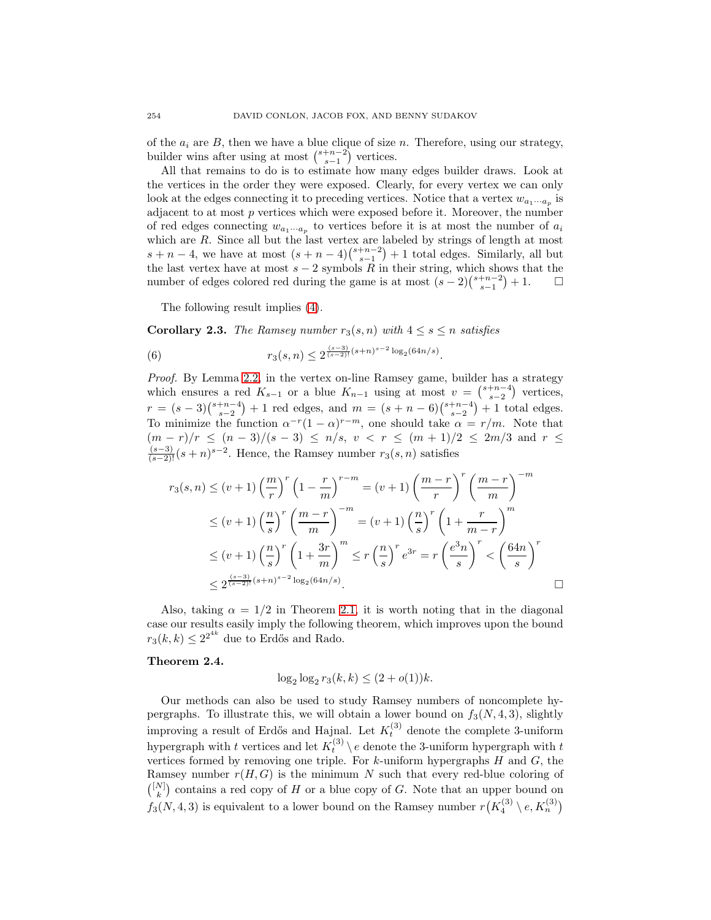of the $a_i$ are $B$, then we have a blue clique of size $n$. Therefore, using our strategy, builder wins after using at most $\binom{s+n-2}{s-1}$ vertices.

All that remains to do is to estimate how many edges builder draws. Look at the vertices in the order they were exposed. Clearly, for every vertex we can only look at the edges connecting it to preceding vertices. Notice that a vertex $w_{a_1\cdots a_p}$ is adjacent to at most $p$ vertices which were exposed before it. Moreover, the number of red edges connecting $w_{a_1\cdots a_p}$ to vertices before it is at most the number of $a_i$ which are $R$. Since all but the last vertex are labeled by strings of length at most $s+n-4$, we have at most $(s+n-4)\binom{s+n-2}{s-1}+1$ total edges. Similarly, all but the last vertex have at most $s-2$ symbols $R$ in their string, which shows that the number of edges colored red during the game is at most $(s-2)\binom{s+n-2}{s-1}+1$. $\square$

The following result implies (4).

**Corollary 2.3.** *The Ramsey number $r_3(s,n)$ with $4 \le s \le n$ satisfies*

$$r_3(s,n) \le 2^{\frac{(s-3)}{(s-2)!}(s+n)^{s-2}\log_2(64n/s)}. \tag{6}$$

*Proof.* By Lemma 2.2, in the vertex on-line Ramsey game, builder has a strategy which ensures a red $K_{s-1}$ or a blue $K_{n-1}$ using at most $v = \binom{s+n-4}{s-2}$ vertices, $r = (s-3)\binom{s+n-4}{s-2}+1$ red edges, and $m = (s+n-6)\binom{s+n-4}{s-2}+1$ total edges. To minimize the function $\alpha^{-r}(1-\alpha)^{r-m}$, one should take $\alpha = r/m$. Note that $(m-r)/r \le (n-3)/(s-3) \le n/s$, $v < r \le (m+1)/2 \le 2m/3$ and $r \le \frac{(s-3)}{(s-2)!}(s+n)^{s-2}$. Hence, the Ramsey number $r_3(s,n)$ satisfies

$$\begin{aligned}
r_3(s,n) &\le (v+1)\left(\frac{m}{r}\right)^r\left(1-\frac{r}{m}\right)^{r-m} = (v+1)\left(\frac{m-r}{r}\right)^r\left(\frac{m-r}{m}\right)^{-m} \\
&\le (v+1)\left(\frac{n}{s}\right)^r\left(\frac{m-r}{m}\right)^{-m} = (v+1)\left(\frac{n}{s}\right)^r\left(1+\frac{r}{m-r}\right)^m \\
&\le (v+1)\left(\frac{n}{s}\right)^r\left(1+\frac{3r}{m}\right)^m \le r\left(\frac{n}{s}\right)^r e^{3r} = r\left(\frac{e^3 n}{s}\right)^r < \left(\frac{64n}{s}\right)^r \\
&\le 2^{\frac{(s-3)}{(s-2)!}(s+n)^{s-2}\log_2(64n/s)}.
\end{aligned}$$

$\square$

Also, taking $\alpha = 1/2$ in Theorem 2.1, it is worth noting that in the diagonal case our results easily imply the following theorem, which improves upon the bound $r_3(k,k) \le 2^{2^{4k}}$ due to Erdős and Rado.

**Theorem 2.4.**

$$\log_2\log_2 r_3(k,k) \le (2+o(1))k.$$

Our methods can also be used to study Ramsey numbers of noncomplete hypergraphs. To illustrate this, we will obtain a lower bound on $f_3(N,4,3)$, slightly improving a result of Erdős and Hajnal. Let $K_t^{(3)}$ denote the complete 3-uniform hypergraph with $t$ vertices and let $K_t^{(3)} \setminus e$ denote the 3-uniform hypergraph with $t$ vertices formed by removing one triple. For $k$-uniform hypergraphs $H$ and $G$, the Ramsey number $r(H,G)$ is the minimum $N$ such that every red-blue coloring of $\binom{[N]}{k}$ contains a red copy of $H$ or a blue copy of $G$. Note that an upper bound on $f_3(N,4,3)$ is equivalent to a lower bound on the Ramsey number $r\left(K_4^{(3)} \setminus e, K_n^{(3)}\right)$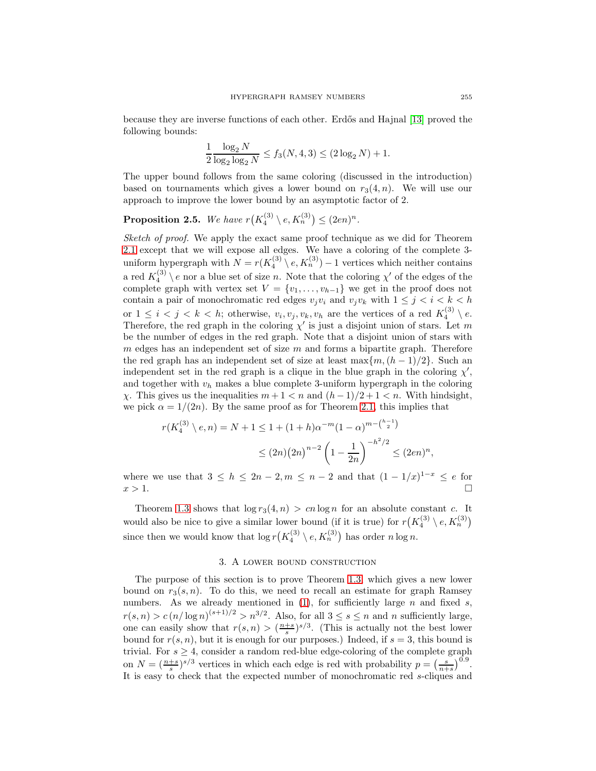because they are inverse functions of each other. Erdős and Hajnal [13] proved the following bounds:

$$\frac{1}{2}\frac{\log_2 N}{\log_2 \log_2 N} \le f_3(N,4,3) \le (2\log_2 N) + 1.$$

The upper bound follows from the same coloring (discussed in the introduction) based on tournaments which gives a lower bound on $r_3(4,n)$. We will use our approach to improve the lower bound by an asymptotic factor of 2.

**Proposition 2.5.** *We have* $r\big(K_4^{(3)} \setminus e, K_n^{(3)}\big) \le (2en)^n$.

*Sketch of proof.* We apply the exact same proof technique as we did for Theorem 2.1 except that we will expose all edges. We have a coloring of the complete 3-uniform hypergraph with $N = r(K_4^{(3)} \setminus e, K_n^{(3)}) - 1$ vertices which neither contains a red $K_4^{(3)} \setminus e$ nor a blue set of size $n$. Note that the coloring $\chi'$ of the edges of the complete graph with vertex set $V = \{v_1, \ldots, v_{h-1}\}$ we get in the proof does not contain a pair of monochromatic red edges $v_j v_i$ and $v_j v_k$ with $1 \le j < i < k < h$ or $1 \le i < j < k < h$; otherwise, $v_i, v_j, v_k, v_h$ are the vertices of a red $K_4^{(3)} \setminus e$. Therefore, the red graph in the coloring $\chi'$ is just a disjoint union of stars. Let $m$ be the number of edges in the red graph. Note that a disjoint union of stars with $m$ edges has an independent set of size $m$ and forms a bipartite graph. Therefore the red graph has an independent set of size at least $\max\{m, (h-1)/2\}$. Such an independent set in the red graph is a clique in the blue graph in the coloring $\chi'$, and together with $v_h$ makes a blue complete 3-uniform hypergraph in the coloring $\chi$. This gives us the inequalities $m + 1 < n$ and $(h-1)/2 + 1 < n$. With hindsight, we pick $\alpha = 1/(2n)$. By the same proof as for Theorem 2.1, this implies that

$$\begin{aligned} r(K_4^{(3)} \setminus e, n) = N + 1 &\le 1 + (1+h)\alpha^{-m}(1-\alpha)^{m - \binom{h-1}{2}} \\ &\le (2n)\big(2n\big)^{n-2}\left(1 - \frac{1}{2n}\right)^{-h^2/2} \le (2en)^n, \end{aligned}$$

where we use that $3 \le h \le 2n-2, m \le n-2$ and that $(1-1/x)^{1-x} \le e$ for $x > 1$. □

Theorem 1.3 shows that $\log r_3(4,n) > cn \log n$ for an absolute constant $c$. It would also be nice to give a similar lower bound (if it is true) for $r\big(K_4^{(3)} \setminus e, K_n^{(3)}\big)$ since then we would know that $\log r\big(K_4^{(3)} \setminus e, K_n^{(3)}\big)$ has order $n \log n$.

## 3. A lower bound construction

The purpose of this section is to prove Theorem 1.3, which gives a new lower bound on $r_3(s,n)$. To do this, we need to recall an estimate for graph Ramsey numbers. As we already mentioned in (1), for sufficiently large $n$ and fixed $s$, $r(s,n) > c\,(n/\log n)^{(s+1)/2} > n^{3/2}$. Also, for all $3 \le s \le n$ and $n$ sufficiently large, one can easily show that $r(s,n) > (\frac{n+s}{s})^{s/3}$. (This is actually not the best lower bound for $r(s,n)$, but it is enough for our purposes.) Indeed, if $s = 3$, this bound is trivial. For $s \ge 4$, consider a random red-blue edge-coloring of the complete graph on $N = (\frac{n+s}{s})^{s/3}$ vertices in which each edge is red with probability $p = \left(\frac{s}{n+s}\right)^{0.9}$. It is easy to check that the expected number of monochromatic red $s$-cliques and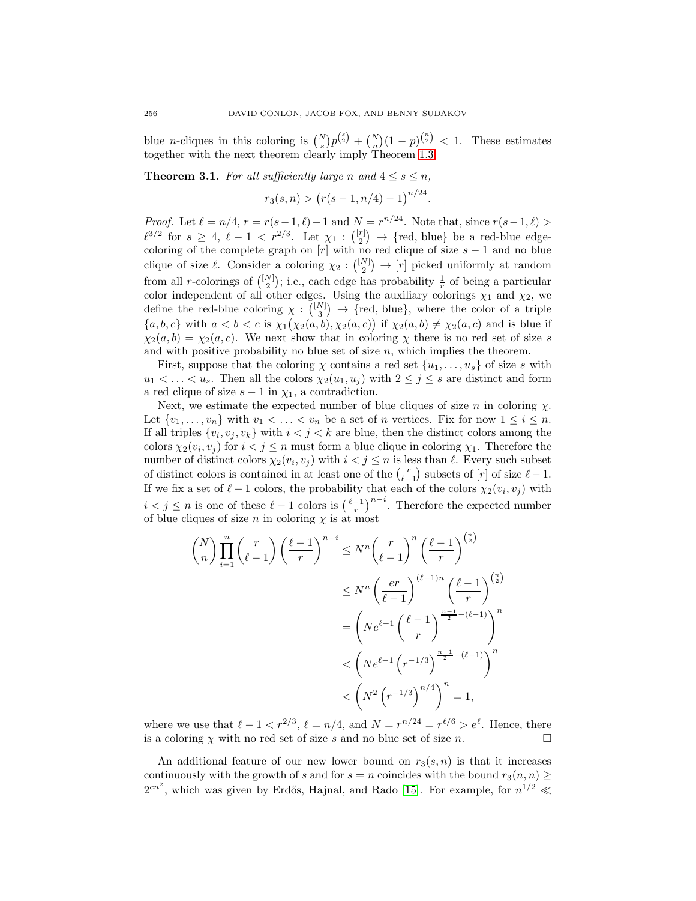blue $n$-cliques in this coloring is $\binom{N}{s}p^{\binom{s}{2}} + \binom{N}{n}(1-p)^{\binom{n}{2}} < 1$. These estimates together with the next theorem clearly imply Theorem 1.3.

**Theorem 3.1.** *For all sufficiently large $n$ and $4 \le s \le n$,*

$$r_3(s,n) > \big(r(s-1,n/4)-1\big)^{n/24}.$$

*Proof.* Let $\ell = n/4$, $r = r(s-1,\ell)-1$ and $N = r^{n/24}$. Note that, since $r(s-1,\ell) > \ell^{3/2}$ for $s \ge 4$, $\ell - 1 < r^{2/3}$. Let $\chi_1 : \binom{[r]}{2} \to \{\text{red, blue}\}$ be a red-blue edge-coloring of the complete graph on $[r]$ with no red clique of size $s-1$ and no blue clique of size $\ell$. Consider a coloring $\chi_2 : \binom{[N]}{2} \to [r]$ picked uniformly at random from all $r$-colorings of $\binom{[N]}{2}$; i.e., each edge has probability $\frac{1}{r}$ of being a particular color independent of all other edges. Using the auxiliary colorings $\chi_1$ and $\chi_2$, we define the red-blue coloring $\chi : \binom{[N]}{3} \to \{\text{red, blue}\}$, where the color of a triple $\{a,b,c\}$ with $a<b<c$ is $\chi_1\big(\chi_2(a,b),\chi_2(a,c)\big)$ if $\chi_2(a,b) \ne \chi_2(a,c)$ and is blue if $\chi_2(a,b) = \chi_2(a,c)$. We next show that in coloring $\chi$ there is no red set of size $s$ and with positive probability no blue set of size $n$, which implies the theorem.

First, suppose that the coloring $\chi$ contains a red set $\{u_1,\ldots,u_s\}$ of size $s$ with $u_1 < \ldots < u_s$. Then all the colors $\chi_2(u_1,u_j)$ with $2 \le j \le s$ are distinct and form a red clique of size $s-1$ in $\chi_1$, a contradiction.

Next, we estimate the expected number of blue cliques of size $n$ in coloring $\chi$. Let $\{v_1,\ldots,v_n\}$ with $v_1 < \ldots < v_n$ be a set of $n$ vertices. Fix for now $1 \le i \le n$. If all triples $\{v_i,v_j,v_k\}$ with $i<j<k$ are blue, then the distinct colors among the colors $\chi_2(v_i,v_j)$ for $i < j \le n$ must form a blue clique in coloring $\chi_1$. Therefore the number of distinct colors $\chi_2(v_i,v_j)$ with $i<j\le n$ is less than $\ell$. Every such subset of distinct colors is contained in at least one of the $\binom{r}{\ell-1}$ subsets of $[r]$ of size $\ell-1$. If we fix a set of $\ell-1$ colors, the probability that each of the colors $\chi_2(v_i,v_j)$ with $i<j\le n$ is one of these $\ell-1$ colors is $\left(\frac{\ell-1}{r}\right)^{n-i}$. Therefore the expected number of blue cliques of size $n$ in coloring $\chi$ is at most

$$\begin{aligned}
\binom{N}{n}\prod_{i=1}^{n}\binom{r}{\ell-1}\left(\frac{\ell-1}{r}\right)^{n-i} &\le N^n\binom{r}{\ell-1}^n\left(\frac{\ell-1}{r}\right)^{\binom{n}{2}}\\
&\le N^n\left(\frac{er}{\ell-1}\right)^{(\ell-1)n}\left(\frac{\ell-1}{r}\right)^{\binom{n}{2}}\\
&= \left(Ne^{\ell-1}\left(\frac{\ell-1}{r}\right)^{\frac{n-1}{2}-(\ell-1)}\right)^n\\
&< \left(Ne^{\ell-1}\left(r^{-1/3}\right)^{\frac{n-1}{2}-(\ell-1)}\right)^n\\
&< \left(N^2\left(r^{-1/3}\right)^{n/4}\right)^n = 1,
\end{aligned}$$

where we use that $\ell - 1 < r^{2/3}$, $\ell = n/4$, and $N = r^{n/24} = r^{\ell/6} > e^{\ell}$. Hence, there is a coloring $\chi$ with no red set of size $s$ and no blue set of size $n$. $\square$

An additional feature of our new lower bound on $r_3(s,n)$ is that it increases continuously with the growth of $s$ and for $s=n$ coincides with the bound $r_3(n,n) \ge 2^{cn^2}$, which was given by Erdős, Hajnal, and Rado [15]. For example, for $n^{1/2} \ll$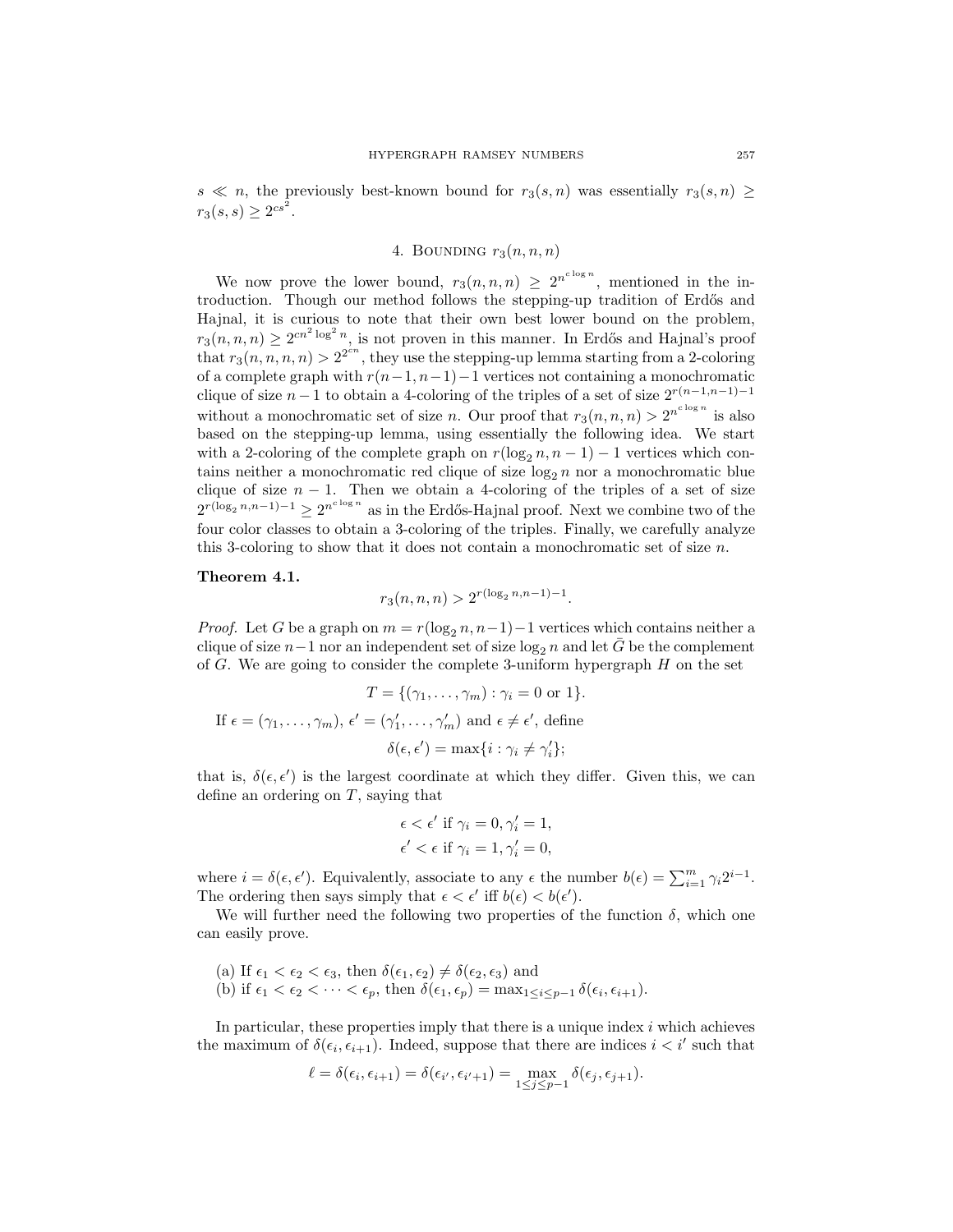$s \ll n$, the previously best-known bound for $r_3(s,n)$ was essentially $r_3(s,n) \geq r_3(s,s) \geq 2^{cs^2}$.

## 4. Bounding $r_3(n,n,n)$

We now prove the lower bound, $r_3(n,n,n) \geq 2^{n^{c \log n}}$, mentioned in the introduction. Though our method follows the stepping-up tradition of Erdős and Hajnal, it is curious to note that their own best lower bound on the problem, $r_3(n,n,n) \geq 2^{cn^2 \log^2 n}$, is not proven in this manner. In Erdős and Hajnal's proof that $r_3(n,n,n,n) > 2^{2^{cn}}$, they use the stepping-up lemma starting from a 2-coloring of a complete graph with $r(n-1,n-1)-1$ vertices not containing a monochromatic clique of size $n-1$ to obtain a 4-coloring of the triples of a set of size $2^{r(n-1,n-1)-1}$ without a monochromatic set of size $n$. Our proof that $r_3(n,n,n) > 2^{n^{c \log n}}$ is also based on the stepping-up lemma, using essentially the following idea. We start with a 2-coloring of the complete graph on $r(\log_2 n, n-1)-1$ vertices which contains neither a monochromatic red clique of size $\log_2 n$ nor a monochromatic blue clique of size $n-1$. Then we obtain a 4-coloring of the triples of a set of size $2^{r(\log_2 n, n-1)-1} \geq 2^{n^{c \log n}}$ as in the Erdős-Hajnal proof. Next we combine two of the four color classes to obtain a 3-coloring of the triples. Finally, we carefully analyze this 3-coloring to show that it does not contain a monochromatic set of size $n$.

**Theorem 4.1.**

$$r_3(n,n,n) > 2^{r(\log_2 n, n-1)-1}.$$

*Proof.* Let $G$ be a graph on $m = r(\log_2 n, n-1)-1$ vertices which contains neither a clique of size $n-1$ nor an independent set of size $\log_2 n$ and let $\bar{G}$ be the complement of $G$. We are going to consider the complete 3-uniform hypergraph $H$ on the set

$$T = \{(\gamma_1, \ldots, \gamma_m) : \gamma_i = 0 \text{ or } 1\}.$$

If $\epsilon = (\gamma_1, \ldots, \gamma_m)$, $\epsilon' = (\gamma'_1, \ldots, \gamma'_m)$ and $\epsilon \neq \epsilon'$, define

$$\delta(\epsilon, \epsilon') = \max\{i : \gamma_i \neq \gamma'_i\};$$

that is, $\delta(\epsilon, \epsilon')$ is the largest coordinate at which they differ. Given this, we can define an ordering on $T$, saying that

$$\epsilon < \epsilon' \text{ if } \gamma_i = 0, \gamma'_i = 1,$$
$$\epsilon' < \epsilon \text{ if } \gamma_i = 1, \gamma'_i = 0,$$

where $i = \delta(\epsilon, \epsilon')$. Equivalently, associate to any $\epsilon$ the number $b(\epsilon) = \sum_{i=1}^{m} \gamma_i 2^{i-1}$. The ordering then says simply that $\epsilon < \epsilon'$ iff $b(\epsilon) < b(\epsilon')$.

We will further need the following two properties of the function $\delta$, which one can easily prove.

(a) If $\epsilon_1 < \epsilon_2 < \epsilon_3$, then $\delta(\epsilon_1, \epsilon_2) \neq \delta(\epsilon_2, \epsilon_3)$ and
(b) if $\epsilon_1 < \epsilon_2 < \cdots < \epsilon_p$, then $\delta(\epsilon_1, \epsilon_p) = \max_{1 \leq i \leq p-1} \delta(\epsilon_i, \epsilon_{i+1})$.

In particular, these properties imply that there is a unique index $i$ which achieves the maximum of $\delta(\epsilon_i, \epsilon_{i+1})$. Indeed, suppose that there are indices $i < i'$ such that

$$\ell = \delta(\epsilon_i, \epsilon_{i+1}) = \delta(\epsilon_{i'}, \epsilon_{i'+1}) = \max_{1 \leq j \leq p-1} \delta(\epsilon_j, \epsilon_{j+1}).$$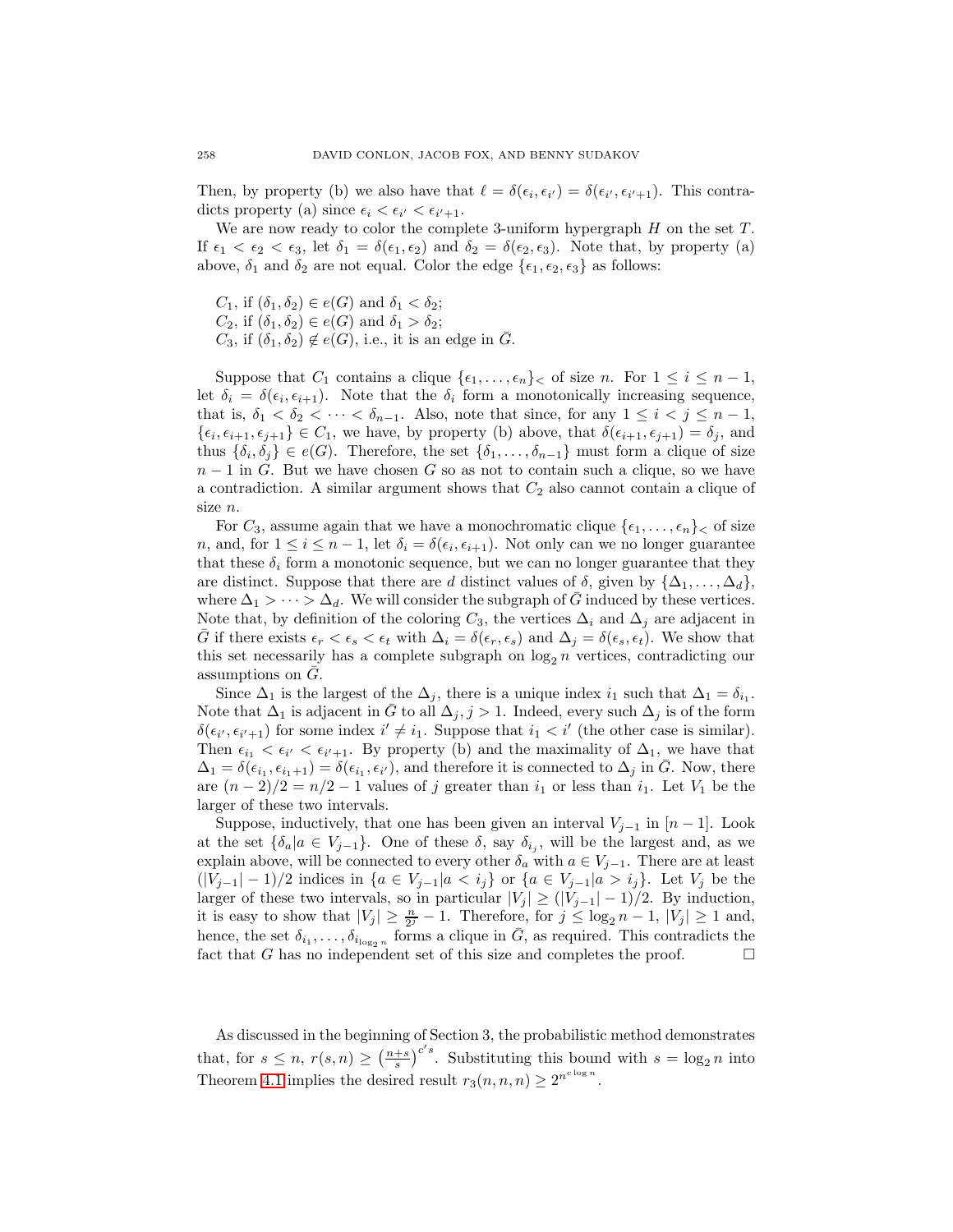Then, by property (b) we also have that $\ell = \delta(\epsilon_i, \epsilon_{i'}) = \delta(\epsilon_{i'}, \epsilon_{i'+1})$. This contradicts property (a) since $\epsilon_i < \epsilon_{i'} < \epsilon_{i'+1}$.

We are now ready to color the complete 3-uniform hypergraph $H$ on the set $T$. If $\epsilon_1 < \epsilon_2 < \epsilon_3$, let $\delta_1 = \delta(\epsilon_1, \epsilon_2)$ and $\delta_2 = \delta(\epsilon_2, \epsilon_3)$. Note that, by property (a) above, $\delta_1$ and $\delta_2$ are not equal. Color the edge $\{\epsilon_1, \epsilon_2, \epsilon_3\}$ as follows:

$C_1$, if $(\delta_1, \delta_2) \in e(G)$ and $\delta_1 < \delta_2$;
$C_2$, if $(\delta_1, \delta_2) \in e(G)$ and $\delta_1 > \delta_2$;
$C_3$, if $(\delta_1, \delta_2) \notin e(G)$, i.e., it is an edge in $\bar{G}$.

Suppose that $C_1$ contains a clique $\{\epsilon_1, \ldots, \epsilon_n\}_<$ of size $n$. For $1 \le i \le n-1$, let $\delta_i = \delta(\epsilon_i, \epsilon_{i+1})$. Note that the $\delta_i$ form a monotonically increasing sequence, that is, $\delta_1 < \delta_2 < \cdots < \delta_{n-1}$. Also, note that since, for any $1 \le i < j \le n-1$, $\{\epsilon_i, \epsilon_{i+1}, \epsilon_{j+1}\} \in C_1$, we have, by property (b) above, that $\delta(\epsilon_{i+1}, \epsilon_{j+1}) = \delta_j$, and thus $\{\delta_i, \delta_j\} \in e(G)$. Therefore, the set $\{\delta_1, \ldots, \delta_{n-1}\}$ must form a clique of size $n-1$ in $G$. But we have chosen $G$ so as not to contain such a clique, so we have a contradiction. A similar argument shows that $C_2$ also cannot contain a clique of size $n$.

For $C_3$, assume again that we have a monochromatic clique $\{\epsilon_1, \ldots, \epsilon_n\}_<$ of size $n$, and, for $1 \le i \le n-1$, let $\delta_i = \delta(\epsilon_i, \epsilon_{i+1})$. Not only can we no longer guarantee that these $\delta_i$ form a monotonic sequence, but we can no longer guarantee that they are distinct. Suppose that there are $d$ distinct values of $\delta$, given by $\{\Delta_1, \ldots, \Delta_d\}$, where $\Delta_1 > \cdots > \Delta_d$. We will consider the subgraph of $\bar{G}$ induced by these vertices. Note that, by definition of the coloring $C_3$, the vertices $\Delta_i$ and $\Delta_j$ are adjacent in $\bar{G}$ if there exists $\epsilon_r < \epsilon_s < \epsilon_t$ with $\Delta_i = \delta(\epsilon_r, \epsilon_s)$ and $\Delta_j = \delta(\epsilon_s, \epsilon_t)$. We show that this set necessarily has a complete subgraph on $\log_2 n$ vertices, contradicting our assumptions on $\bar{G}$.

Since $\Delta_1$ is the largest of the $\Delta_j$, there is a unique index $i_1$ such that $\Delta_1 = \delta_{i_1}$. Note that $\Delta_1$ is adjacent in $\bar{G}$ to all $\Delta_j, j > 1$. Indeed, every such $\Delta_j$ is of the form $\delta(\epsilon_{i'}, \epsilon_{i'+1})$ for some index $i' \neq i_1$. Suppose that $i_1 < i'$ (the other case is similar). Then $\epsilon_{i_1} < \epsilon_{i'} < \epsilon_{i'+1}$. By property (b) and the maximality of $\Delta_1$, we have that $\Delta_1 = \delta(\epsilon_{i_1}, \epsilon_{i_1+1}) = \delta(\epsilon_{i_1}, \epsilon_{i'})$, and therefore it is connected to $\Delta_j$ in $\bar{G}$. Now, there are $(n-2)/2 = n/2 - 1$ values of $j$ greater than $i_1$ or less than $i_1$. Let $V_1$ be the larger of these two intervals.

Suppose, inductively, that one has been given an interval $V_{j-1}$ in $[n-1]$. Look at the set $\{\delta_a | a \in V_{j-1}\}$. One of these $\delta$, say $\delta_{i_j}$, will be the largest and, as we explain above, will be connected to every other $\delta_a$ with $a \in V_{j-1}$. There are at least $(|V_{j-1}| - 1)/2$ indices in $\{a \in V_{j-1} | a < i_j\}$ or $\{a \in V_{j-1} | a > i_j\}$. Let $V_j$ be the larger of these two intervals, so in particular $|V_j| \ge (|V_{j-1}| - 1)/2$. By induction, it is easy to show that $|V_j| \ge \frac{n}{2^j} - 1$. Therefore, for $j \le \log_2 n - 1$, $|V_j| \ge 1$ and, hence, the set $\delta_{i_1}, \ldots, \delta_{i_{\log_2 n}}$ forms a clique in $\bar{G}$, as required. This contradicts the fact that $G$ has no independent set of this size and completes the proof. $\square$

As discussed in the beginning of Section 3, the probabilistic method demonstrates that, for $s \le n$, $r(s, n) \ge \left(\frac{n+s}{s}\right)^{c's}$. Substituting this bound with $s = \log_2 n$ into Theorem 4.1 implies the desired result $r_3(n, n, n) \ge 2^{n^{c \log n}}$.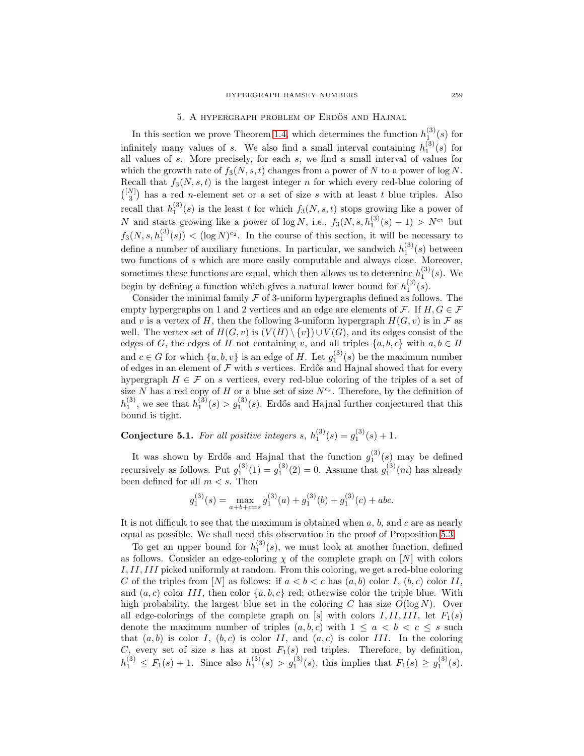## 5. A hypergraph problem of Erdős and Hajnal

In this section we prove Theorem 1.4, which determines the function $h_1^{(3)}(s)$ for infinitely many values of $s$. We also find a small interval containing $h_1^{(3)}(s)$ for all values of $s$. More precisely, for each $s$, we find a small interval of values for which the growth rate of $f_3(N,s,t)$ changes from a power of $N$ to a power of $\log N$. Recall that $f_3(N,s,t)$ is the largest integer $n$ for which every red-blue coloring of $\binom{[N]}{3}$ has a red $n$-element set or a set of size $s$ with at least $t$ blue triples. Also recall that $h_1^{(3)}(s)$ is the least $t$ for which $f_3(N,s,t)$ stops growing like a power of $N$ and starts growing like a power of $\log N$, i.e., $f_3(N,s,h_1^{(3)}(s)-1) > N^{c_1}$ but $f_3(N,s,h_1^{(3)}(s)) < (\log N)^{c_2}$. In the course of this section, it will be necessary to define a number of auxiliary functions. In particular, we sandwich $h_1^{(3)}(s)$ between two functions of $s$ which are more easily computable and always close. Moreover, sometimes these functions are equal, which then allows us to determine $h_1^{(3)}(s)$. We begin by defining a function which gives a natural lower bound for $h_1^{(3)}(s)$.

Consider the minimal family $\mathcal{F}$ of 3-uniform hypergraphs defined as follows. The empty hypergraphs on 1 and 2 vertices and an edge are elements of $\mathcal{F}$. If $H,G \in \mathcal{F}$ and $v$ is a vertex of $H$, then the following 3-uniform hypergraph $H(G,v)$ is in $\mathcal{F}$ as well. The vertex set of $H(G,v)$ is $(V(H)\setminus\{v\})\cup V(G)$, and its edges consist of the edges of $G$, the edges of $H$ not containing $v$, and all triples $\{a,b,c\}$ with $a,b \in H$ and $c \in G$ for which $\{a,b,v\}$ is an edge of $H$. Let $g_1^{(3)}(s)$ be the maximum number of edges in an element of $\mathcal{F}$ with $s$ vertices. Erdős and Hajnal showed that for every hypergraph $H \in \mathcal{F}$ on $s$ vertices, every red-blue coloring of the triples of a set of size $N$ has a red copy of $H$ or a blue set of size $N^{\epsilon_s}$. Therefore, by the definition of $h_1^{(3)}$, we see that $h_1^{(3)}(s) > g_1^{(3)}(s)$. Erdős and Hajnal further conjectured that this bound is tight.

**Conjecture 5.1.** *For all positive integers $s$, $h_1^{(3)}(s) = g_1^{(3)}(s)+1$.*

It was shown by Erdős and Hajnal that the function $g_1^{(3)}(s)$ may be defined recursively as follows. Put $g_1^{(3)}(1) = g_1^{(3)}(2) = 0$. Assume that $g_1^{(3)}(m)$ has already been defined for all $m < s$. Then

$$g_1^{(3)}(s) = \max_{a+b+c=s} g_1^{(3)}(a) + g_1^{(3)}(b) + g_1^{(3)}(c) + abc.$$

It is not difficult to see that the maximum is obtained when $a$, $b$, and $c$ are as nearly equal as possible. We shall need this observation in the proof of Proposition 5.3.

To get an upper bound for $h_1^{(3)}(s)$, we must look at another function, defined as follows. Consider an edge-coloring $\chi$ of the complete graph on $[N]$ with colors $I, II, III$ picked uniformly at random. From this coloring, we get a red-blue coloring $C$ of the triples from $[N]$ as follows: if $a<b<c$ has $(a,b)$ color $I$, $(b,c)$ color $II$, and $(a,c)$ color $III$, then color $\{a,b,c\}$ red; otherwise color the triple blue. With high probability, the largest blue set in the coloring $C$ has size $O(\log N)$. Over all edge-colorings of the complete graph on $[s]$ with colors $I, II, III$, let $F_1(s)$ denote the maximum number of triples $(a,b,c)$ with $1 \le a < b < c \le s$ such that $(a,b)$ is color $I$, $(b,c)$ is color $II$, and $(a,c)$ is color $III$. In the coloring $C$, every set of size $s$ has at most $F_1(s)$ red triples. Therefore, by definition, $h_1^{(3)} \le F_1(s)+1$. Since also $h_1^{(3)}(s) > g_1^{(3)}(s)$, this implies that $F_1(s) \ge g_1^{(3)}(s)$.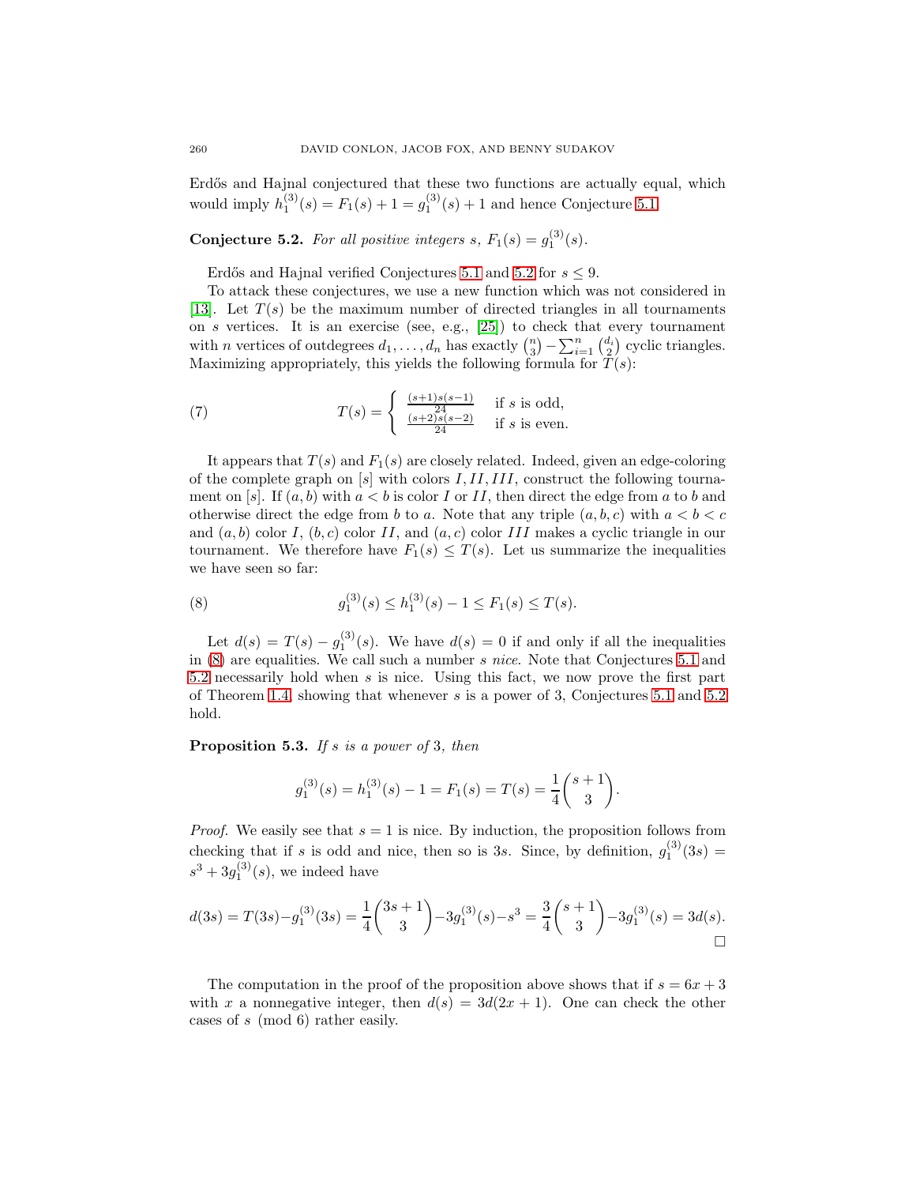Erdős and Hajnal conjectured that these two functions are actually equal, which would imply $h_1^{(3)}(s) = F_1(s) + 1 = g_1^{(3)}(s) + 1$ and hence Conjecture 5.1.

**Conjecture 5.2.** *For all positive integers $s$, $F_1(s) = g_1^{(3)}(s)$.*

Erdős and Hajnal verified Conjectures 5.1 and 5.2 for $s \le 9$.

To attack these conjectures, we use a new function which was not considered in [13]. Let $T(s)$ be the maximum number of directed triangles in all tournaments on $s$ vertices. It is an exercise (see, e.g., [25]) to check that every tournament with $n$ vertices of outdegrees $d_1, \ldots, d_n$ has exactly $\binom{n}{3} - \sum_{i=1}^n \binom{d_i}{2}$ cyclic triangles. Maximizing appropriately, this yields the following formula for $T(s)$:

$$T(s) = \begin{cases} \frac{(s+1)s(s-1)}{24} & \text{if } s \text{ is odd,} \\ \frac{(s+2)s(s-2)}{24} & \text{if } s \text{ is even.} \end{cases} \tag{7}$$

It appears that $T(s)$ and $F_1(s)$ are closely related. Indeed, given an edge-coloring of the complete graph on $[s]$ with colors $I, II, III$, construct the following tournament on $[s]$. If $(a,b)$ with $a < b$ is color $I$ or $II$, then direct the edge from $a$ to $b$ and otherwise direct the edge from $b$ to $a$. Note that any triple $(a,b,c)$ with $a < b < c$ and $(a,b)$ color $I$, $(b,c)$ color $II$, and $(a,c)$ color $III$ makes a cyclic triangle in our tournament. We therefore have $F_1(s) \le T(s)$. Let us summarize the inequalities we have seen so far:

$$g_1^{(3)}(s) \le h_1^{(3)}(s) - 1 \le F_1(s) \le T(s). \tag{8}$$

Let $d(s) = T(s) - g_1^{(3)}(s)$. We have $d(s) = 0$ if and only if all the inequalities in (8) are equalities. We call such a number $s$ *nice*. Note that Conjectures 5.1 and 5.2 necessarily hold when $s$ is nice. Using this fact, we now prove the first part of Theorem 1.4, showing that whenever $s$ is a power of 3, Conjectures 5.1 and 5.2 hold.

**Proposition 5.3.** *If $s$ is a power of 3, then*

$$g_1^{(3)}(s) = h_1^{(3)}(s) - 1 = F_1(s) = T(s) = \frac{1}{4}\binom{s+1}{3}.$$

*Proof.* We easily see that $s = 1$ is nice. By induction, the proposition follows from checking that if $s$ is odd and nice, then so is $3s$. Since, by definition, $g_1^{(3)}(3s) = s^3 + 3g_1^{(3)}(s)$, we indeed have

$$d(3s) = T(3s) - g_1^{(3)}(3s) = \frac{1}{4}\binom{3s+1}{3} - 3g_1^{(3)}(s) - s^3 = \frac{3}{4}\binom{s+1}{3} - 3g_1^{(3)}(s) = 3d(s).$$

$\square$

The computation in the proof of the proposition above shows that if $s = 6x + 3$ with $x$ a nonnegative integer, then $d(s) = 3d(2x+1)$. One can check the other cases of $s \pmod 6$ rather easily.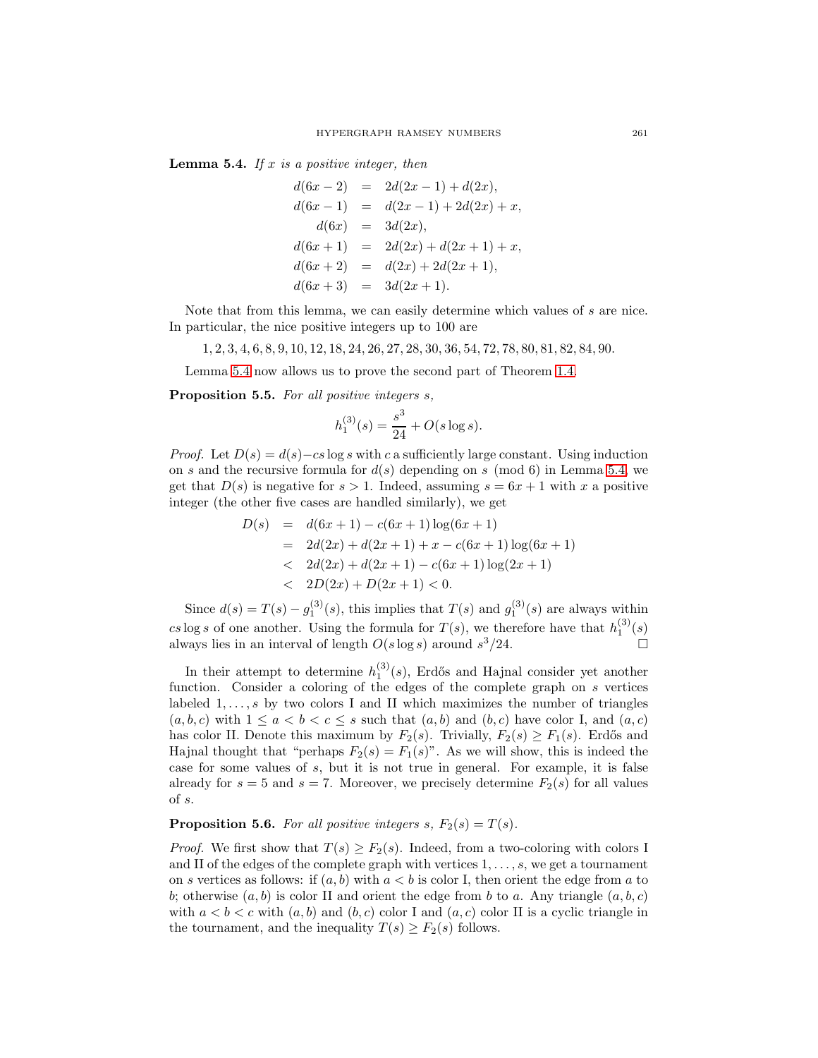**Lemma 5.4.** *If $x$ is a positive integer, then*

$$\begin{aligned} d(6x-2) &= 2d(2x-1)+d(2x), \\ d(6x-1) &= d(2x-1)+2d(2x)+x, \\ d(6x) &= 3d(2x), \\ d(6x+1) &= 2d(2x)+d(2x+1)+x, \\ d(6x+2) &= d(2x)+2d(2x+1), \\ d(6x+3) &= 3d(2x+1). \end{aligned}$$

Note that from this lemma, we can easily determine which values of $s$ are nice. In particular, the nice positive integers up to 100 are

1, 2, 3, 4, 6, 8, 9, 10, 12, 18, 24, 26, 27, 28, 30, 36, 54, 72, 78, 80, 81, 82, 84, 90.

Lemma 5.4 now allows us to prove the second part of Theorem 1.4.

**Proposition 5.5.** *For all positive integers $s$,*

$$h_1^{(3)}(s) = \frac{s^3}{24} + O(s \log s).$$

*Proof.* Let $D(s) = d(s) - cs\log s$ with $c$ a sufficiently large constant. Using induction on $s$ and the recursive formula for $d(s)$ depending on $s \pmod 6$ in Lemma 5.4, we get that $D(s)$ is negative for $s > 1$. Indeed, assuming $s = 6x+1$ with $x$ a positive integer (the other five cases are handled similarly), we get

$$\begin{aligned} D(s) &= d(6x+1) - c(6x+1)\log(6x+1) \\ &= 2d(2x) + d(2x+1) + x - c(6x+1)\log(6x+1) \\ &< 2d(2x) + d(2x+1) - c(6x+1)\log(2x+1) \\ &< 2D(2x) + D(2x+1) < 0. \end{aligned}$$

Since $d(s) = T(s) - g_1^{(3)}(s)$, this implies that $T(s)$ and $g_1^{(3)}(s)$ are always within $cs\log s$ of one another. Using the formula for $T(s)$, we therefore have that $h_1^{(3)}(s)$ always lies in an interval of length $O(s\log s)$ around $s^3/24$. $\square$

In their attempt to determine $h_1^{(3)}(s)$, Erdős and Hajnal consider yet another function. Consider a coloring of the edges of the complete graph on $s$ vertices labeled $1, \ldots, s$ by two colors I and II which maximizes the number of triangles $(a, b, c)$ with $1 \le a < b < c \le s$ such that $(a, b)$ and $(b, c)$ have color I, and $(a, c)$ has color II. Denote this maximum by $F_2(s)$. Trivially, $F_2(s) \ge F_1(s)$. Erdős and Hajnal thought that "perhaps $F_2(s) = F_1(s)$". As we will show, this is indeed the case for some values of $s$, but it is not true in general. For example, it is false already for $s = 5$ and $s = 7$. Moreover, we precisely determine $F_2(s)$ for all values of $s$.

**Proposition 5.6.** *For all positive integers $s$, $F_2(s) = T(s)$.*

*Proof.* We first show that $T(s) \ge F_2(s)$. Indeed, from a two-coloring with colors I and II of the edges of the complete graph with vertices $1, \ldots, s$, we get a tournament on $s$ vertices as follows: if $(a, b)$ with $a < b$ is color I, then orient the edge from $a$ to $b$; otherwise $(a, b)$ is color II and orient the edge from $b$ to $a$. Any triangle $(a, b, c)$ with $a < b < c$ with $(a, b)$ and $(b, c)$ color I and $(a, c)$ color II is a cyclic triangle in the tournament, and the inequality $T(s) \ge F_2(s)$ follows.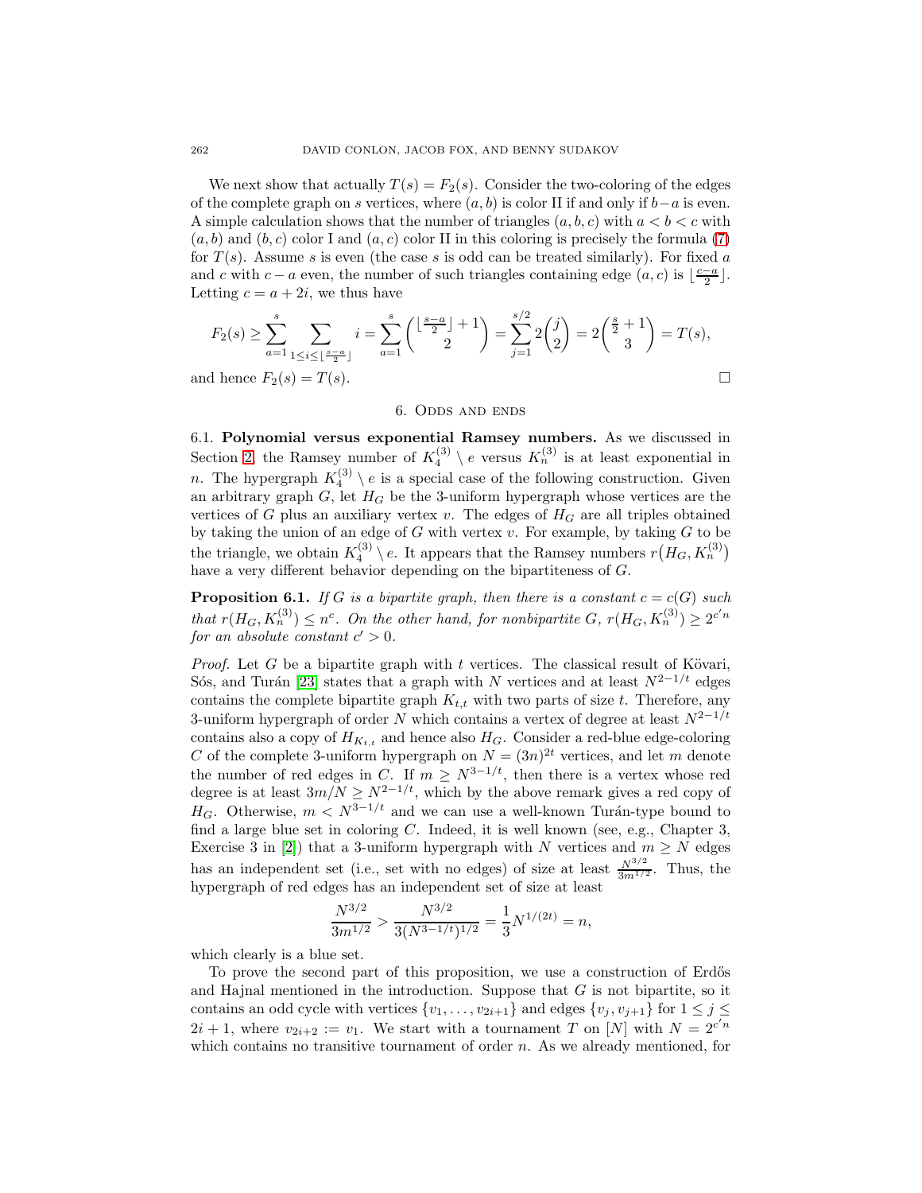We next show that actually $T(s) = F_2(s)$. Consider the two-coloring of the edges of the complete graph on $s$ vertices, where $(a, b)$ is color II if and only if $b-a$ is even. A simple calculation shows that the number of triangles $(a, b, c)$ with $a < b < c$ with $(a, b)$ and $(b, c)$ color I and $(a, c)$ color II in this coloring is precisely the formula (7) for $T(s)$. Assume $s$ is even (the case $s$ is odd can be treated similarly). For fixed $a$ and $c$ with $c - a$ even, the number of such triangles containing edge $(a, c)$ is $\lfloor \frac{c-a}{2} \rfloor$. Letting $c = a + 2i$, we thus have

$$F_2(s) \geq \sum_{a=1}^{s} \sum_{1 \leq i \leq \lfloor \frac{s-a}{2} \rfloor} i = \sum_{a=1}^{s} \binom{\lfloor \frac{s-a}{2} \rfloor + 1}{2} = \sum_{j=1}^{s/2} 2\binom{j}{2} = 2\binom{\frac{s}{2}+1}{3} = T(s),$$

and hence $F_2(s) = T(s)$. □

## 6. Odds and ends

**6.1. Polynomial versus exponential Ramsey numbers.** As we discussed in Section 2, the Ramsey number of $K_4^{(3)} \setminus e$ versus $K_n^{(3)}$ is at least exponential in $n$. The hypergraph $K_4^{(3)} \setminus e$ is a special case of the following construction. Given an arbitrary graph $G$, let $H_G$ be the 3-uniform hypergraph whose vertices are the vertices of $G$ plus an auxiliary vertex $v$. The edges of $H_G$ are all triples obtained by taking the union of an edge of $G$ with vertex $v$. For example, by taking $G$ to be the triangle, we obtain $K_4^{(3)} \setminus e$. It appears that the Ramsey numbers $r\big(H_G, K_n^{(3)}\big)$ have a very different behavior depending on the bipartiteness of $G$.

**Proposition 6.1.** *If $G$ is a bipartite graph, then there is a constant $c = c(G)$ such that $r(H_G, K_n^{(3)}) \leq n^c$. On the other hand, for nonbipartite $G$, $r(H_G, K_n^{(3)}) \geq 2^{c'n}$ for an absolute constant $c' > 0$.*

*Proof.* Let $G$ be a bipartite graph with $t$ vertices. The classical result of Kövari, Sós, and Turán [23] states that a graph with $N$ vertices and at least $N^{2-1/t}$ edges contains the complete bipartite graph $K_{t,t}$ with two parts of size $t$. Therefore, any 3-uniform hypergraph of order $N$ which contains a vertex of degree at least $N^{2-1/t}$ contains also a copy of $H_{K_{t,t}}$ and hence also $H_G$. Consider a red-blue edge-coloring $C$ of the complete 3-uniform hypergraph on $N = (3n)^{2t}$ vertices, and let $m$ denote the number of red edges in $C$. If $m \geq N^{3-1/t}$, then there is a vertex whose red degree is at least $3m/N \geq N^{2-1/t}$, which by the above remark gives a red copy of $H_G$. Otherwise, $m < N^{3-1/t}$ and we can use a well-known Turán-type bound to find a large blue set in coloring $C$. Indeed, it is well known (see, e.g., Chapter 3, Exercise 3 in [2]) that a 3-uniform hypergraph with $N$ vertices and $m \geq N$ edges has an independent set (i.e., set with no edges) of size at least $\frac{N^{3/2}}{3m^{1/2}}$. Thus, the hypergraph of red edges has an independent set of size at least

$$\frac{N^{3/2}}{3m^{1/2}} > \frac{N^{3/2}}{3(N^{3-1/t})^{1/2}} = \frac{1}{3}N^{1/(2t)} = n,$$

which clearly is a blue set.

To prove the second part of this proposition, we use a construction of Erdős and Hajnal mentioned in the introduction. Suppose that $G$ is not bipartite, so it contains an odd cycle with vertices $\{v_1, \ldots, v_{2i+1}\}$ and edges $\{v_j, v_{j+1}\}$ for $1 \leq j \leq 2i+1$, where $v_{2i+2} := v_1$. We start with a tournament $T$ on $[N]$ with $N = 2^{c'n}$ which contains no transitive tournament of order $n$. As we already mentioned, for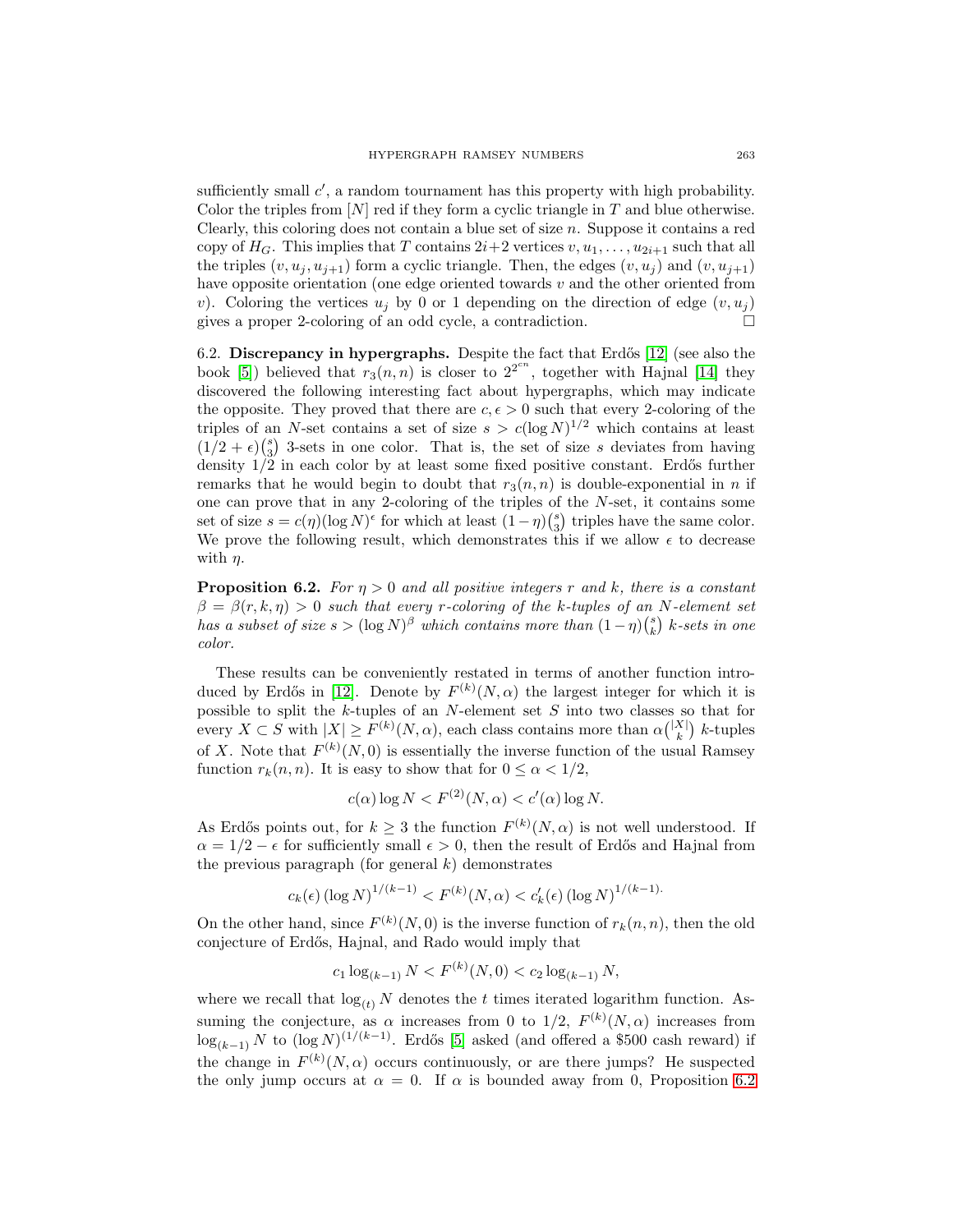sufficiently small $c'$, a random tournament has this property with high probability. Color the triples from $[N]$ red if they form a cyclic triangle in $T$ and blue otherwise. Clearly, this coloring does not contain a blue set of size $n$. Suppose it contains a red copy of $H_G$. This implies that $T$ contains $2i+2$ vertices $v, u_1, \ldots, u_{2i+1}$ such that all the triples $(v, u_j, u_{j+1})$ form a cyclic triangle. Then, the edges $(v, u_j)$ and $(v, u_{j+1})$ have opposite orientation (one edge oriented towards $v$ and the other oriented from $v$). Coloring the vertices $u_j$ by 0 or 1 depending on the direction of edge $(v, u_j)$ gives a proper 2-coloring of an odd cycle, a contradiction. □

6.2. **Discrepancy in hypergraphs.** Despite the fact that Erdős [12] (see also the book [5]) believed that $r_3(n, n)$ is closer to $2^{2^{cn}}$, together with Hajnal [14] they discovered the following interesting fact about hypergraphs, which may indicate the opposite. They proved that there are $c, \epsilon > 0$ such that every 2-coloring of the triples of an $N$-set contains a set of size $s > c(\log N)^{1/2}$ which contains at least $(1/2 + \epsilon)\binom{s}{3}$ 3-sets in one color. That is, the set of size $s$ deviates from having density $1/2$ in each color by at least some fixed positive constant. Erdős further remarks that he would begin to doubt that $r_3(n, n)$ is double-exponential in $n$ if one can prove that in any 2-coloring of the triples of the $N$-set, it contains some set of size $s = c(\eta)(\log N)^{\epsilon}$ for which at least $(1 - \eta)\binom{s}{3}$ triples have the same color. We prove the following result, which demonstrates this if we allow $\epsilon$ to decrease with $\eta$.

**Proposition 6.2.** *For $\eta > 0$ and all positive integers $r$ and $k$, there is a constant $\beta = \beta(r, k, \eta) > 0$ such that every $r$-coloring of the $k$-tuples of an $N$-element set has a subset of size $s > (\log N)^{\beta}$ which contains more than $(1 - \eta)\binom{s}{k}$ $k$-sets in one color.*

These results can be conveniently restated in terms of another function introduced by Erdős in [12]. Denote by $F^{(k)}(N, \alpha)$ the largest integer for which it is possible to split the $k$-tuples of an $N$-element set $S$ into two classes so that for every $X \subset S$ with $|X| \geq F^{(k)}(N, \alpha)$, each class contains more than $\alpha\binom{|X|}{k}$ $k$-tuples of $X$. Note that $F^{(k)}(N, 0)$ is essentially the inverse function of the usual Ramsey function $r_k(n, n)$. It is easy to show that for $0 \leq \alpha < 1/2$,

$$c(\alpha) \log N < F^{(2)}(N, \alpha) < c'(\alpha) \log N.$$

As Erdős points out, for $k \geq 3$ the function $F^{(k)}(N, \alpha)$ is not well understood. If $\alpha = 1/2 - \epsilon$ for sufficiently small $\epsilon > 0$, then the result of Erdős and Hajnal from the previous paragraph (for general $k$) demonstrates

$$c_k(\epsilon) (\log N)^{1/(k-1)} < F^{(k)}(N, \alpha) < c'_k(\epsilon) (\log N)^{1/(k-1)}.$$

On the other hand, since $F^{(k)}(N, 0)$ is the inverse function of $r_k(n, n)$, then the old conjecture of Erdős, Hajnal, and Rado would imply that

$$c_1 \log_{(k-1)} N < F^{(k)}(N, 0) < c_2 \log_{(k-1)} N,$$

where we recall that $\log_{(t)} N$ denotes the $t$ times iterated logarithm function. Assuming the conjecture, as $\alpha$ increases from 0 to $1/2$, $F^{(k)}(N, \alpha)$ increases from $\log_{(k-1)} N$ to $(\log N)^{(1/(k-1)}$. Erdős [5] asked (and offered a \$500 cash reward) if the change in $F^{(k)}(N, \alpha)$ occurs continuously, or are there jumps? He suspected the only jump occurs at $\alpha = 0$. If $\alpha$ is bounded away from 0, Proposition 6.2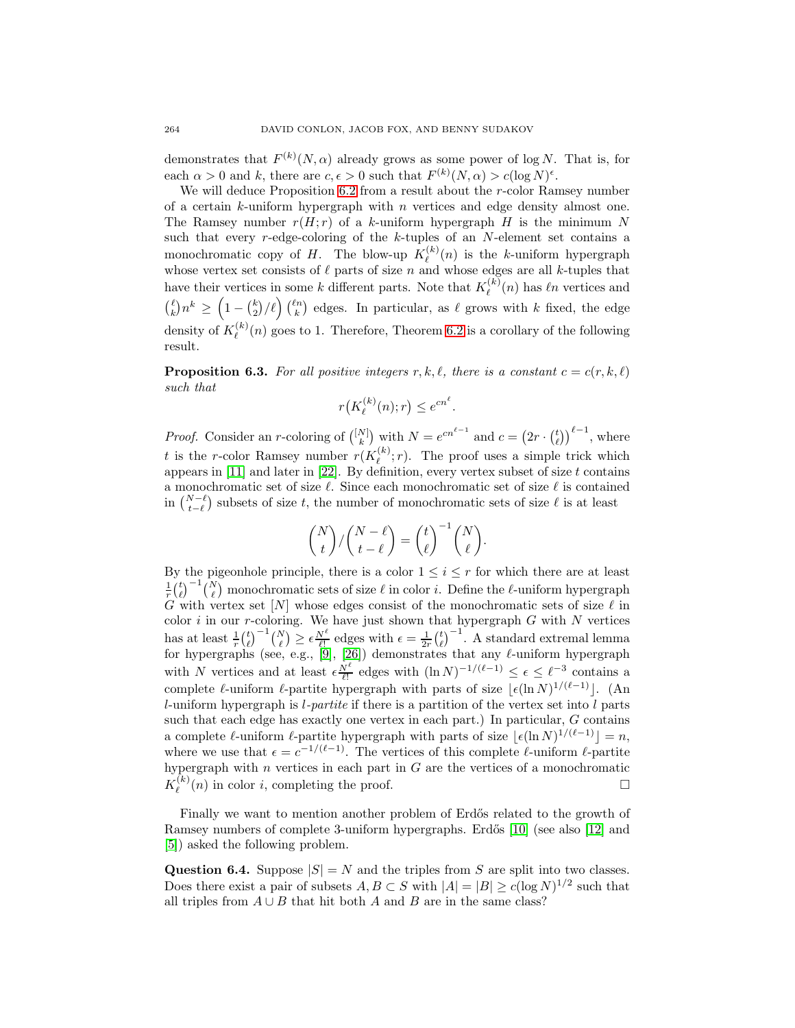demonstrates that $F^{(k)}(N,\alpha)$ already grows as some power of $\log N$. That is, for each $\alpha > 0$ and $k$, there are $c, \epsilon > 0$ such that $F^{(k)}(N,\alpha) > c(\log N)^{\epsilon}$.

We will deduce Proposition 6.2 from a result about the $r$-color Ramsey number of a certain $k$-uniform hypergraph with $n$ vertices and edge density almost one. The Ramsey number $r(H;r)$ of a $k$-uniform hypergraph $H$ is the minimum $N$ such that every $r$-edge-coloring of the $k$-tuples of an $N$-element set contains a monochromatic copy of $H$. The blow-up $K_\ell^{(k)}(n)$ is the $k$-uniform hypergraph whose vertex set consists of $\ell$ parts of size $n$ and whose edges are all $k$-tuples that have their vertices in some $k$ different parts. Note that $K_\ell^{(k)}(n)$ has $\ell n$ vertices and $\binom{\ell}{k} n^k \geq \left(1 - \binom{k}{2}/\ell\right)\binom{\ell n}{k}$ edges. In particular, as $\ell$ grows with $k$ fixed, the edge density of $K_\ell^{(k)}(n)$ goes to 1. Therefore, Theorem 6.2 is a corollary of the following result.

**Proposition 6.3.** *For all positive integers $r, k, \ell$, there is a constant $c = c(r,k,\ell)$ such that*

$$r\big(K_\ell^{(k)}(n); r\big) \leq e^{cn^\ell}.$$

*Proof.* Consider an $r$-coloring of $\binom{[N]}{k}$ with $N = e^{cn^{\ell-1}}$ and $c = \left(2r \cdot \binom{t}{\ell}\right)^{\ell-1}$, where $t$ is the $r$-color Ramsey number $r(K_\ell^{(k)}; r)$. The proof uses a simple trick which appears in [11] and later in [22]. By definition, every vertex subset of size $t$ contains a monochromatic set of size $\ell$. Since each monochromatic set of size $\ell$ is contained in $\binom{N-\ell}{t-\ell}$ subsets of size $t$, the number of monochromatic sets of size $\ell$ is at least

$$\binom{N}{t} / \binom{N-\ell}{t-\ell} = \binom{t}{\ell}^{-1}\binom{N}{\ell}.$$

By the pigeonhole principle, there is a color $1 \leq i \leq r$ for which there are at least $\frac{1}{r}\binom{t}{\ell}^{-1}\binom{N}{\ell}$ monochromatic sets of size $\ell$ in color $i$. Define the $\ell$-uniform hypergraph $G$ with vertex set $[N]$ whose edges consist of the monochromatic sets of size $\ell$ in color $i$ in our $r$-coloring. We have just shown that hypergraph $G$ with $N$ vertices has at least $\frac{1}{r}\binom{t}{\ell}^{-1}\binom{N}{\ell} \geq \epsilon \frac{N^\ell}{\ell!}$ edges with $\epsilon = \frac{1}{2r}\binom{t}{\ell}^{-1}$. A standard extremal lemma for hypergraphs (see, e.g., [9], [26]) demonstrates that any $\ell$-uniform hypergraph with $N$ vertices and at least $\epsilon \frac{N^\ell}{\ell!}$ edges with $(\ln N)^{-1/(\ell-1)} \leq \epsilon \leq \ell^{-3}$ contains a complete $\ell$-uniform $\ell$-partite hypergraph with parts of size $\lfloor \epsilon (\ln N)^{1/(\ell-1)} \rfloor$. (An $l$-uniform hypergraph is *$l$-partite* if there is a partition of the vertex set into $l$ parts such that each edge has exactly one vertex in each part.) In particular, $G$ contains a complete $\ell$-uniform $\ell$-partite hypergraph with parts of size $\lfloor \epsilon(\ln N)^{1/(\ell-1)} \rfloor = n$, where we use that $\epsilon = c^{-1/(\ell-1)}$. The vertices of this complete $\ell$-uniform $\ell$-partite hypergraph with $n$ vertices in each part in $G$ are the vertices of a monochromatic $K_\ell^{(k)}(n)$ in color $i$, completing the proof. □

Finally we want to mention another problem of Erdős related to the growth of Ramsey numbers of complete 3-uniform hypergraphs. Erdős [10] (see also [12] and [5]) asked the following problem.

**Question 6.4.** Suppose $|S| = N$ and the triples from $S$ are split into two classes. Does there exist a pair of subsets $A, B \subset S$ with $|A| = |B| \geq c(\log N)^{1/2}$ such that all triples from $A \cup B$ that hit both $A$ and $B$ are in the same class?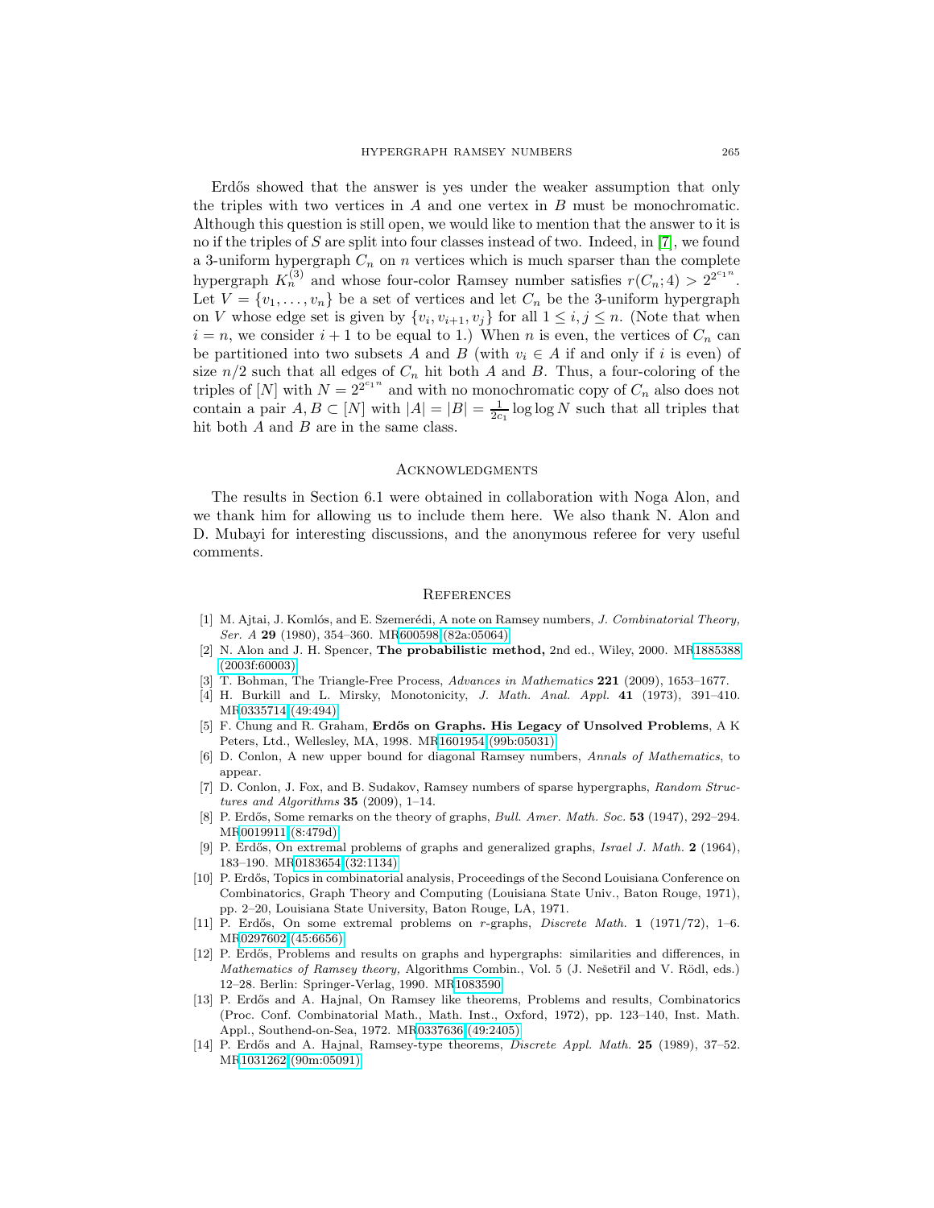Erdős showed that the answer is yes under the weaker assumption that only the triples with two vertices in $A$ and one vertex in $B$ must be monochromatic. Although this question is still open, we would like to mention that the answer to it is no if the triples of $S$ are split into four classes instead of two. Indeed, in [7], we found a 3-uniform hypergraph $C_n$ on $n$ vertices which is much sparser than the complete hypergraph $K_n^{(3)}$ and whose four-color Ramsey number satisfies $r(C_n; 4) > 2^{2^{c_1 n}}$. Let $V = \{v_1, \ldots, v_n\}$ be a set of vertices and let $C_n$ be the 3-uniform hypergraph on $V$ whose edge set is given by $\{v_i, v_{i+1}, v_j\}$ for all $1 \leq i, j \leq n$. (Note that when $i = n$, we consider $i + 1$ to be equal to 1.) When $n$ is even, the vertices of $C_n$ can be partitioned into two subsets $A$ and $B$ (with $v_i \in A$ if and only if $i$ is even) of size $n/2$ such that all edges of $C_n$ hit both $A$ and $B$. Thus, a four-coloring of the triples of $[N]$ with $N = 2^{2^{c_1 n}}$ and with no monochromatic copy of $C_n$ also does not contain a pair $A, B \subset [N]$ with $|A| = |B| = \frac{1}{2c_1} \log \log N$ such that all triples that hit both $A$ and $B$ are in the same class.

## Acknowledgments

The results in Section 6.1 were obtained in collaboration with Noga Alon, and we thank him for allowing us to include them here. We also thank N. Alon and D. Mubayi for interesting discussions, and the anonymous referee for very useful comments.

## References

[1] M. Ajtai, J. Komlós, and E. Szemerédi, A note on Ramsey numbers, *J. Combinatorial Theory, Ser. A* **29** (1980), 354–360. MR600598 (82a:05064)

[2] N. Alon and J. H. Spencer, **The probabilistic method,** 2nd ed., Wiley, 2000. MR1885388 (2003f:60003)

[3] T. Bohman, The Triangle-Free Process, *Advances in Mathematics* **221** (2009), 1653–1677.

[4] H. Burkill and L. Mirsky, Monotonicity, *J. Math. Anal. Appl.* **41** (1973), 391–410. MR0335714 (49:494)

[5] F. Chung and R. Graham, **Erdős on Graphs. His Legacy of Unsolved Problems**, A K Peters, Ltd., Wellesley, MA, 1998. MR1601954 (99b:05031)

[6] D. Conlon, A new upper bound for diagonal Ramsey numbers, *Annals of Mathematics*, to appear.

[7] D. Conlon, J. Fox, and B. Sudakov, Ramsey numbers of sparse hypergraphs, *Random Structures and Algorithms* **35** (2009), 1–14.

[8] P. Erdős, Some remarks on the theory of graphs, *Bull. Amer. Math. Soc.* **53** (1947), 292–294. MR0019911 (8:479d)

[9] P. Erdős, On extremal problems of graphs and generalized graphs, *Israel J. Math.* **2** (1964), 183–190. MR0183654 (32:1134)

[10] P. Erdős, Topics in combinatorial analysis, Proceedings of the Second Louisiana Conference on Combinatorics, Graph Theory and Computing (Louisiana State Univ., Baton Rouge, 1971), pp. 2–20, Louisiana State University, Baton Rouge, LA, 1971.

[11] P. Erdős, On some extremal problems on $r$-graphs, *Discrete Math.* **1** (1971/72), 1–6. MR0297602 (45:6656)

[12] P. Erdős, Problems and results on graphs and hypergraphs: similarities and differences, in *Mathematics of Ramsey theory,* Algorithms Combin., Vol. 5 (J. Nešetřil and V. Rödl, eds.) 12–28. Berlin: Springer-Verlag, 1990. MR1083590

[13] P. Erdős and A. Hajnal, On Ramsey like theorems, Problems and results, Combinatorics (Proc. Conf. Combinatorial Math., Math. Inst., Oxford, 1972), pp. 123–140, Inst. Math. Appl., Southend-on-Sea, 1972. MR0337636 (49:2405)

[14] P. Erdős and A. Hajnal, Ramsey-type theorems, *Discrete Appl. Math.* **25** (1989), 37–52. MR1031262 (90m:05091)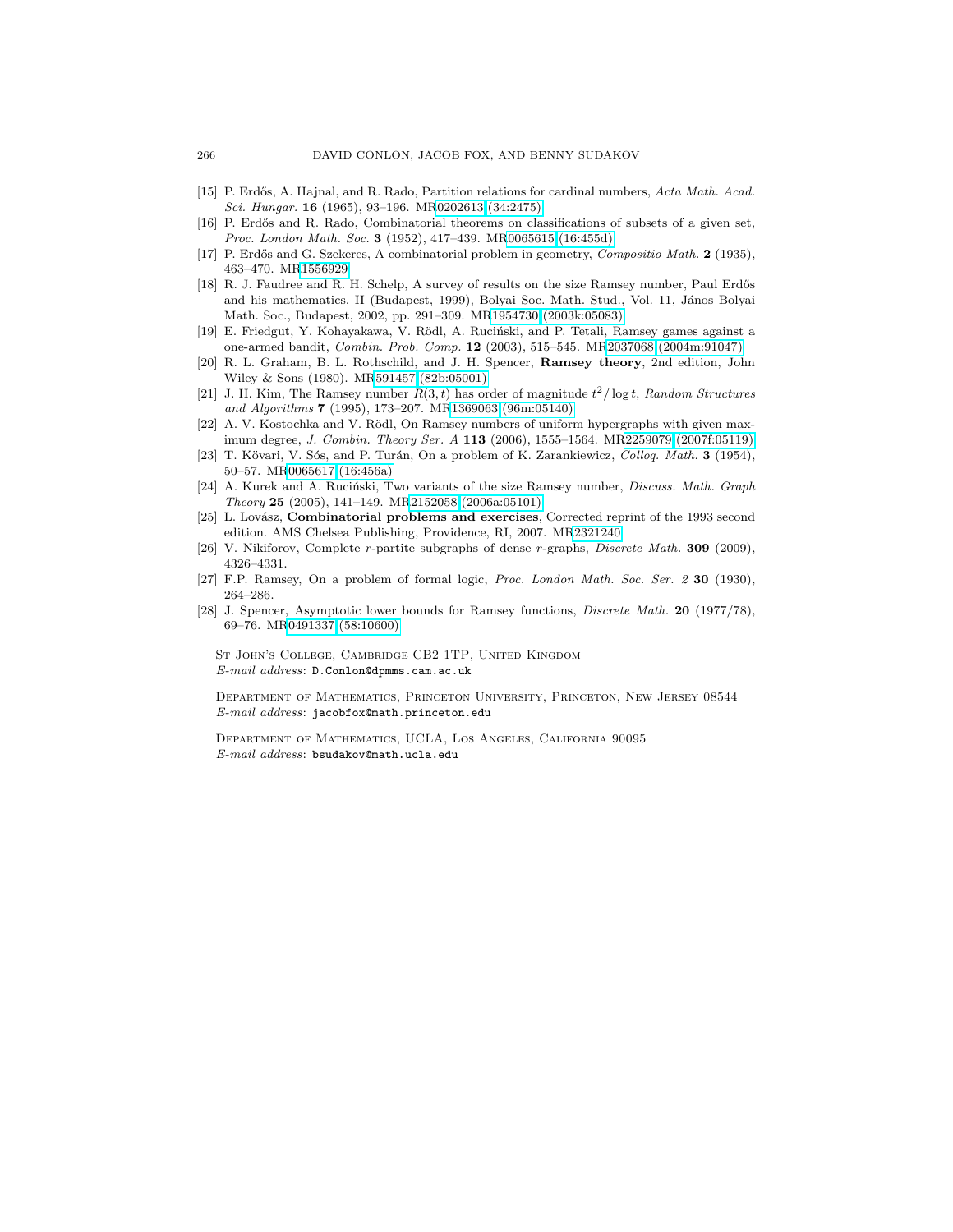[15] P. Erdős, A. Hajnal, and R. Rado, Partition relations for cardinal numbers, *Acta Math. Acad. Sci. Hungar.* **16** (1965), 93–196. MR0202613 (34:2475)

[16] P. Erdős and R. Rado, Combinatorial theorems on classifications of subsets of a given set, *Proc. London Math. Soc.* **3** (1952), 417–439. MR0065615 (16:455d)

[17] P. Erdős and G. Szekeres, A combinatorial problem in geometry, *Compositio Math.* **2** (1935), 463–470. MR1556929

[18] R. J. Faudree and R. H. Schelp, A survey of results on the size Ramsey number, Paul Erdős and his mathematics, II (Budapest, 1999), Bolyai Soc. Math. Stud., Vol. 11, János Bolyai Math. Soc., Budapest, 2002, pp. 291–309. MR1954730 (2003k:05083)

[19] E. Friedgut, Y. Kohayakawa, V. Rödl, A. Ruciński, and P. Tetali, Ramsey games against a one-armed bandit, *Combin. Prob. Comp.* **12** (2003), 515–545. MR2037068 (2004m:91047)

[20] R. L. Graham, B. L. Rothschild, and J. H. Spencer, **Ramsey theory**, 2nd edition, John Wiley & Sons (1980). MR591457 (82b:05001)

[21] J. H. Kim, The Ramsey number $R(3,t)$ has order of magnitude $t^2/\log t$, *Random Structures and Algorithms* **7** (1995), 173–207. MR1369063 (96m:05140)

[22] A. V. Kostochka and V. Rödl, On Ramsey numbers of uniform hypergraphs with given maximum degree, *J. Combin. Theory Ser. A* **113** (2006), 1555–1564. MR2259079 (2007f:05119)

[23] T. Kövari, V. Sós, and P. Turán, On a problem of K. Zarankiewicz, *Colloq. Math.* **3** (1954), 50–57. MR0065617 (16:456a)

[24] A. Kurek and A. Ruciński, Two variants of the size Ramsey number, *Discuss. Math. Graph Theory* **25** (2005), 141–149. MR2152058 (2006a:05101)

[25] L. Lovász, **Combinatorial problems and exercises**, Corrected reprint of the 1993 second edition. AMS Chelsea Publishing, Providence, RI, 2007. MR2321240

[26] V. Nikiforov, Complete $r$-partite subgraphs of dense $r$-graphs, *Discrete Math.* **309** (2009), 4326–4331.

[27] F.P. Ramsey, On a problem of formal logic, *Proc. London Math. Soc. Ser. 2* **30** (1930), 264–286.

[28] J. Spencer, Asymptotic lower bounds for Ramsey functions, *Discrete Math.* **20** (1977/78), 69–76. MR0491337 (58:10600)

St John's College, Cambridge CB2 1TP, United Kingdom
*E-mail address*: D.Conlon@dpmms.cam.ac.uk

Department of Mathematics, Princeton University, Princeton, New Jersey 08544
*E-mail address*: jacobfox@math.princeton.edu

Department of Mathematics, UCLA, Los Angeles, California 90095
*E-mail address*: bsudakov@math.ucla.edu